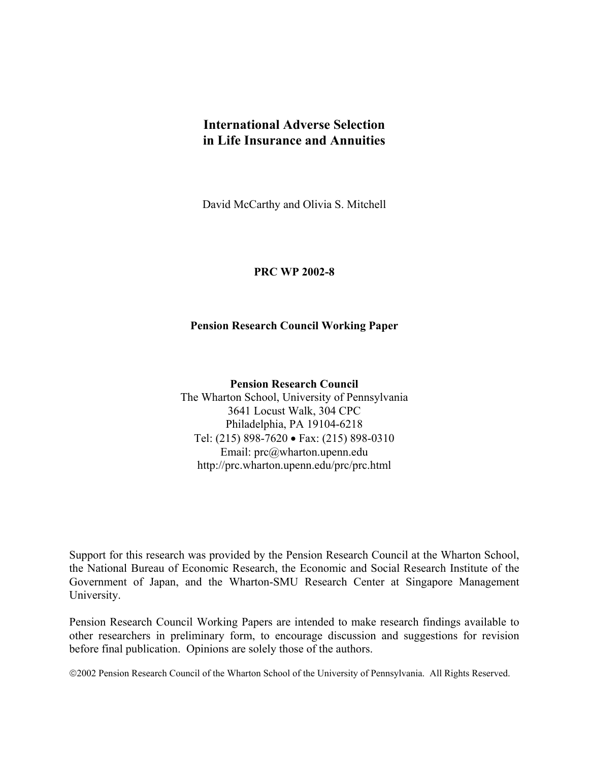# International Adverse Selection in Life Insurance and Annuities

David McCarthy and Olivia S. Mitchell

**PRC WP 2002-8**

**Pension Research Council Working Paper**

**Pension Research Council**
The Wharton School, University of Pennsylvania
3641 Locust Walk, 304 CPC
Philadelphia, PA 19104-6218
Tel: (215) 898-7620 • Fax: (215) 898-0310
Email: prc@wharton.upenn.edu
http://prc.wharton.upenn.edu/prc/prc.html

Support for this research was provided by the Pension Research Council at the Wharton School, the National Bureau of Economic Research, the Economic and Social Research Institute of the Government of Japan, and the Wharton-SMU Research Center at Singapore Management University.

Pension Research Council Working Papers are intended to make research findings available to other researchers in preliminary form, to encourage discussion and suggestions for revision before final publication. Opinions are solely those of the authors.

©2002 Pension Research Council of the Wharton School of the University of Pennsylvania. All Rights Reserved.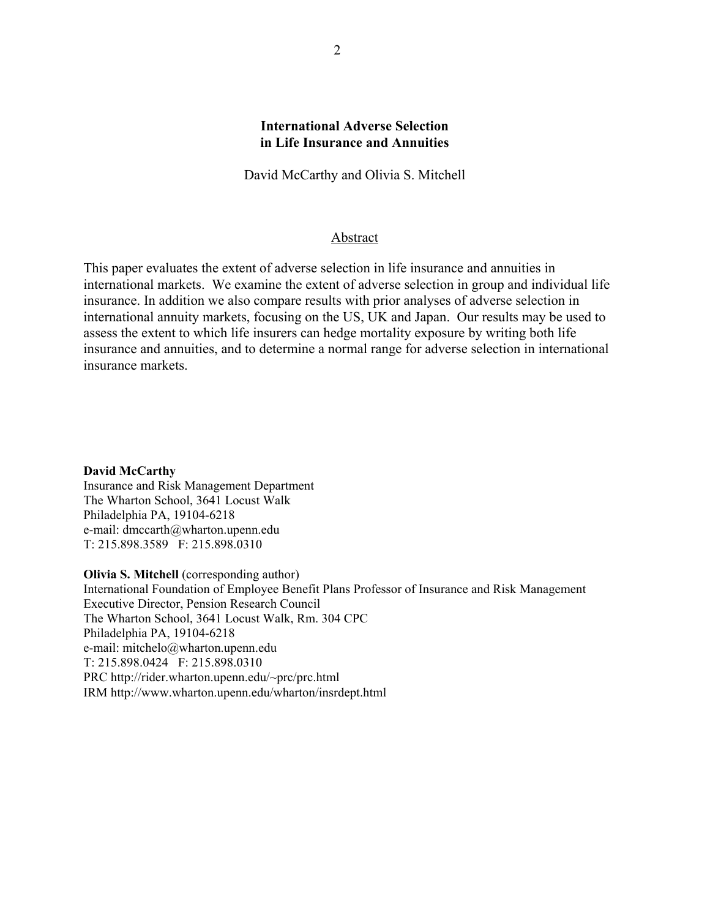# International Adverse Selection in Life Insurance and Annuities

David McCarthy and Olivia S. Mitchell

## Abstract

This paper evaluates the extent of adverse selection in life insurance and annuities in international markets. We examine the extent of adverse selection in group and individual life insurance. In addition we also compare results with prior analyses of adverse selection in international annuity markets, focusing on the US, UK and Japan. Our results may be used to assess the extent to which life insurers can hedge mortality exposure by writing both life insurance and annuities, and to determine a normal range for adverse selection in international insurance markets.

**David McCarthy**
Insurance and Risk Management Department
The Wharton School, 3641 Locust Walk
Philadelphia PA, 19104-6218
e-mail: dmccarth@wharton.upenn.edu
T: 215.898.3589 F: 215.898.0310

**Olivia S. Mitchell** (corresponding author)
International Foundation of Employee Benefit Plans Professor of Insurance and Risk Management
Executive Director, Pension Research Council
The Wharton School, 3641 Locust Walk, Rm. 304 CPC
Philadelphia PA, 19104-6218
e-mail: mitchelo@wharton.upenn.edu
T: 215.898.0424 F: 215.898.0310
PRC http://rider.wharton.upenn.edu/~prc/prc.html
IRM http://www.wharton.upenn.edu/wharton/insrdept.html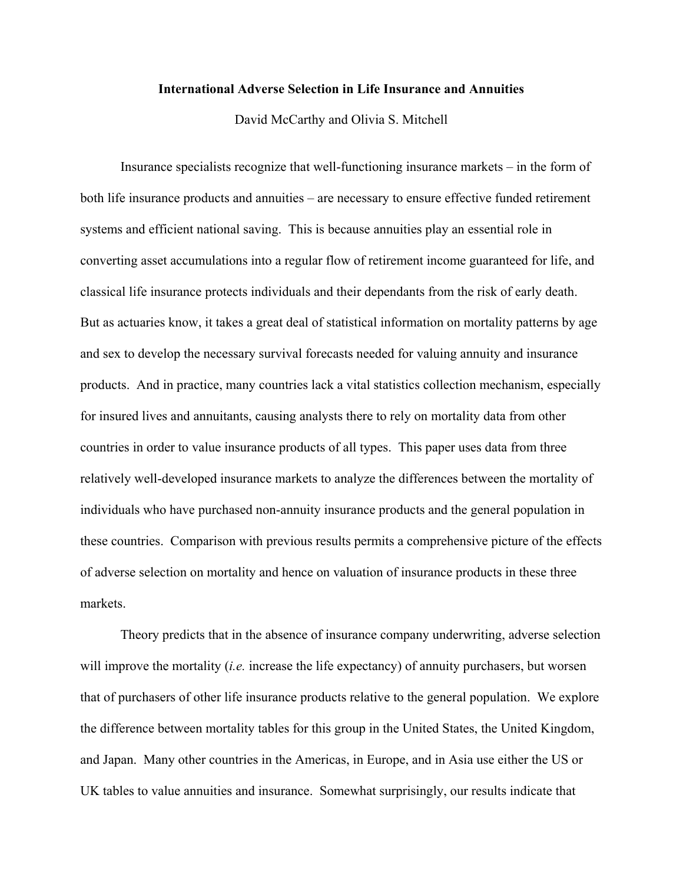**International Adverse Selection in Life Insurance and Annuities**

David McCarthy and Olivia S. Mitchell

Insurance specialists recognize that well-functioning insurance markets – in the form of both life insurance products and annuities – are necessary to ensure effective funded retirement systems and efficient national saving. This is because annuities play an essential role in converting asset accumulations into a regular flow of retirement income guaranteed for life, and classical life insurance protects individuals and their dependants from the risk of early death. But as actuaries know, it takes a great deal of statistical information on mortality patterns by age and sex to develop the necessary survival forecasts needed for valuing annuity and insurance products. And in practice, many countries lack a vital statistics collection mechanism, especially for insured lives and annuitants, causing analysts there to rely on mortality data from other countries in order to value insurance products of all types. This paper uses data from three relatively well-developed insurance markets to analyze the differences between the mortality of individuals who have purchased non-annuity insurance products and the general population in these countries. Comparison with previous results permits a comprehensive picture of the effects of adverse selection on mortality and hence on valuation of insurance products in these three markets.

Theory predicts that in the absence of insurance company underwriting, adverse selection will improve the mortality (*i.e.* increase the life expectancy) of annuity purchasers, but worsen that of purchasers of other life insurance products relative to the general population. We explore the difference between mortality tables for this group in the United States, the United Kingdom, and Japan. Many other countries in the Americas, in Europe, and in Asia use either the US or UK tables to value annuities and insurance. Somewhat surprisingly, our results indicate that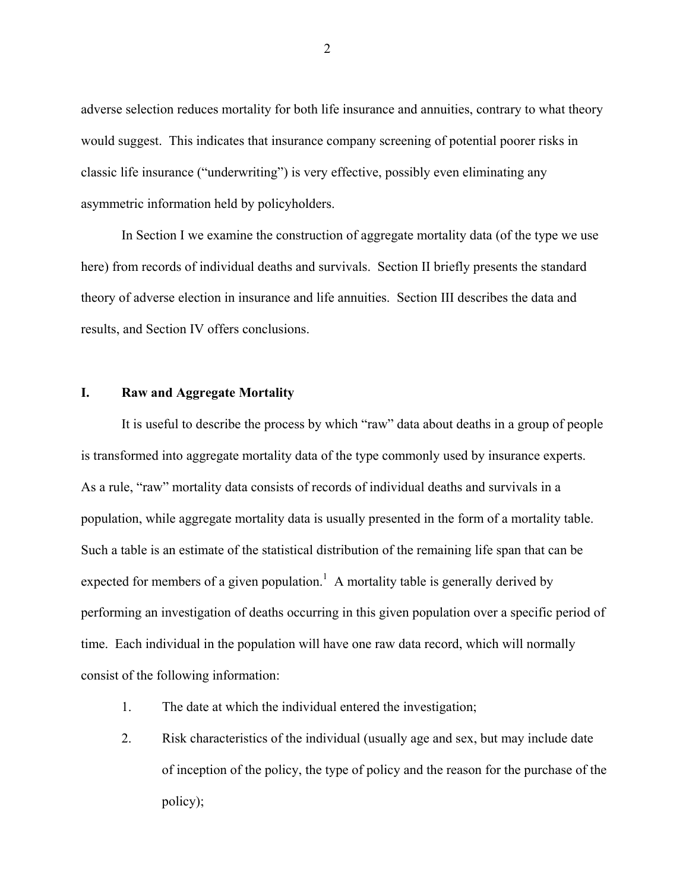adverse selection reduces mortality for both life insurance and annuities, contrary to what theory would suggest. This indicates that insurance company screening of potential poorer risks in classic life insurance ("underwriting") is very effective, possibly even eliminating any asymmetric information held by policyholders.

In Section I we examine the construction of aggregate mortality data (of the type we use here) from records of individual deaths and survivals. Section II briefly presents the standard theory of adverse election in insurance and life annuities. Section III describes the data and results, and Section IV offers conclusions.

## I. Raw and Aggregate Mortality

It is useful to describe the process by which "raw" data about deaths in a group of people is transformed into aggregate mortality data of the type commonly used by insurance experts. As a rule, "raw" mortality data consists of records of individual deaths and survivals in a population, while aggregate mortality data is usually presented in the form of a mortality table. Such a table is an estimate of the statistical distribution of the remaining life span that can be expected for members of a given population.[1] A mortality table is generally derived by performing an investigation of deaths occurring in this given population over a specific period of time. Each individual in the population will have one raw data record, which will normally consist of the following information:

1. The date at which the individual entered the investigation;
2. Risk characteristics of the individual (usually age and sex, but may include date of inception of the policy, the type of policy and the reason for the purchase of the policy);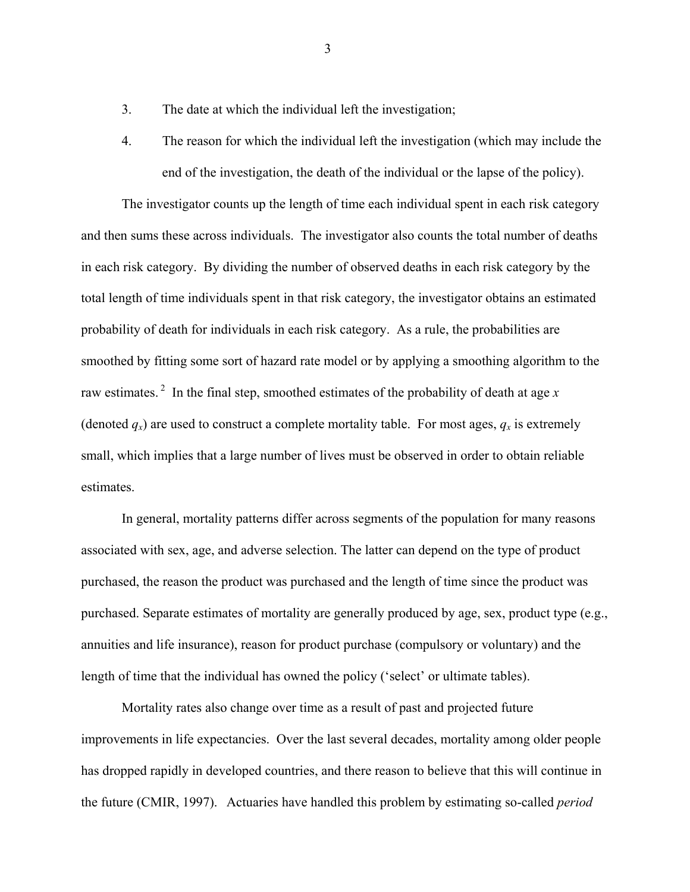3. The date at which the individual left the investigation;
4. The reason for which the individual left the investigation (which may include the end of the investigation, the death of the individual or the lapse of the policy).

The investigator counts up the length of time each individual spent in each risk category and then sums these across individuals. The investigator also counts the total number of deaths in each risk category. By dividing the number of observed deaths in each risk category by the total length of time individuals spent in that risk category, the investigator obtains an estimated probability of death for individuals in each risk category. As a rule, the probabilities are smoothed by fitting some sort of hazard rate model or by applying a smoothing algorithm to the raw estimates.[2] In the final step, smoothed estimates of the probability of death at age $x$ (denoted $q_x$) are used to construct a complete mortality table. For most ages, $q_x$ is extremely small, which implies that a large number of lives must be observed in order to obtain reliable estimates.

In general, mortality patterns differ across segments of the population for many reasons associated with sex, age, and adverse selection. The latter can depend on the type of product purchased, the reason the product was purchased and the length of time since the product was purchased. Separate estimates of mortality are generally produced by age, sex, product type (e.g., annuities and life insurance), reason for product purchase (compulsory or voluntary) and the length of time that the individual has owned the policy ('select' or ultimate tables).

Mortality rates also change over time as a result of past and projected future improvements in life expectancies. Over the last several decades, mortality among older people has dropped rapidly in developed countries, and there reason to believe that this will continue in the future (CMIR, 1997). Actuaries have handled this problem by estimating so-called *period*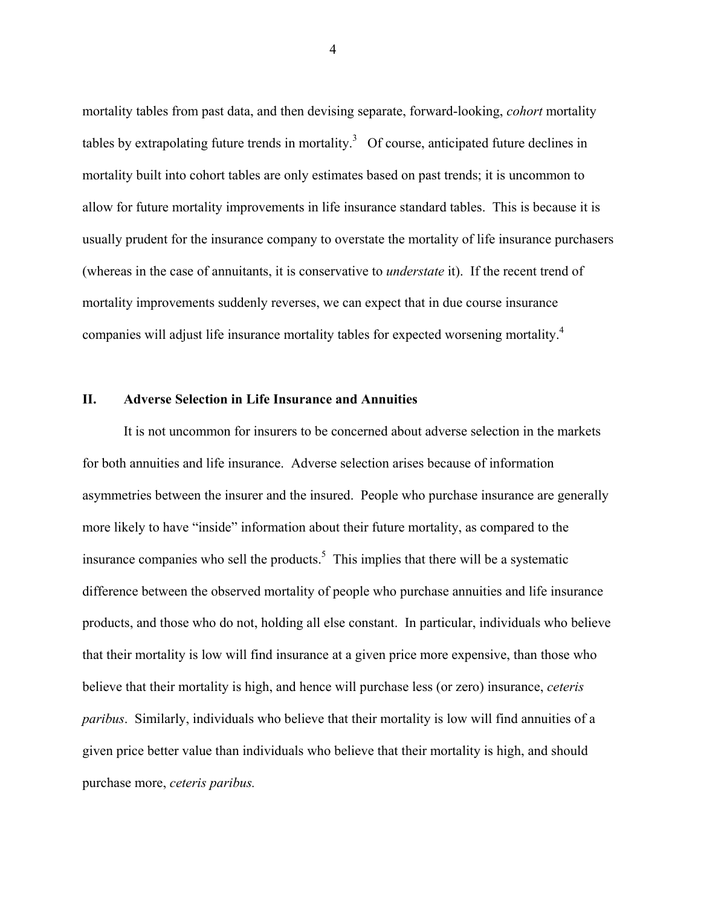mortality tables from past data, and then devising separate, forward-looking, *cohort* mortality tables by extrapolating future trends in mortality.[3] Of course, anticipated future declines in mortality built into cohort tables are only estimates based on past trends; it is uncommon to allow for future mortality improvements in life insurance standard tables. This is because it is usually prudent for the insurance company to overstate the mortality of life insurance purchasers (whereas in the case of annuitants, it is conservative to *understate* it). If the recent trend of mortality improvements suddenly reverses, we can expect that in due course insurance companies will adjust life insurance mortality tables for expected worsening mortality.[4]

## II. Adverse Selection in Life Insurance and Annuities

It is not uncommon for insurers to be concerned about adverse selection in the markets for both annuities and life insurance. Adverse selection arises because of information asymmetries between the insurer and the insured. People who purchase insurance are generally more likely to have "inside" information about their future mortality, as compared to the insurance companies who sell the products.[5] This implies that there will be a systematic difference between the observed mortality of people who purchase annuities and life insurance products, and those who do not, holding all else constant. In particular, individuals who believe that their mortality is low will find insurance at a given price more expensive, than those who believe that their mortality is high, and hence will purchase less (or zero) insurance, *ceteris paribus*. Similarly, individuals who believe that their mortality is low will find annuities of a given price better value than individuals who believe that their mortality is high, and should purchase more, *ceteris paribus.*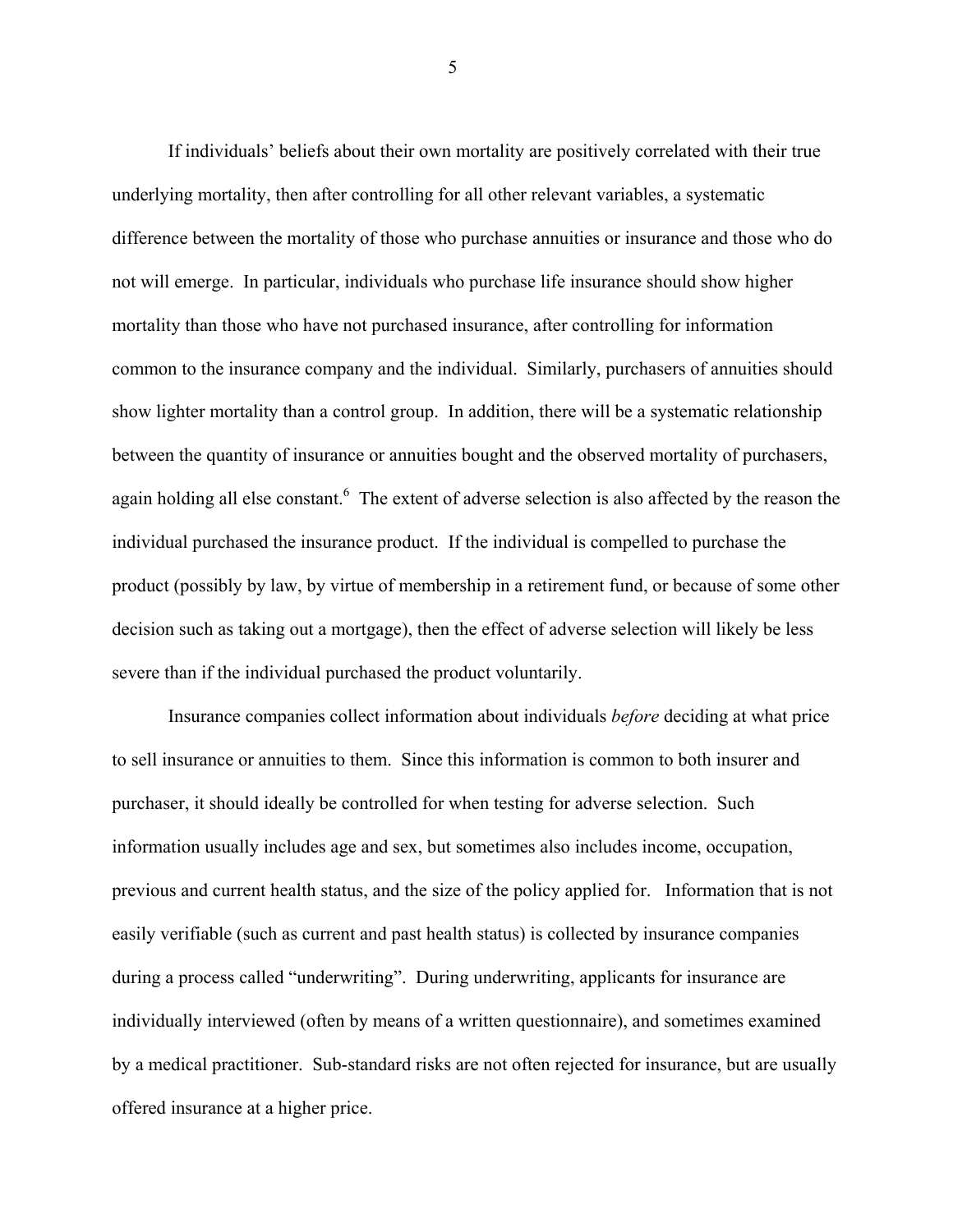If individuals' beliefs about their own mortality are positively correlated with their true underlying mortality, then after controlling for all other relevant variables, a systematic difference between the mortality of those who purchase annuities or insurance and those who do not will emerge. In particular, individuals who purchase life insurance should show higher mortality than those who have not purchased insurance, after controlling for information common to the insurance company and the individual. Similarly, purchasers of annuities should show lighter mortality than a control group. In addition, there will be a systematic relationship between the quantity of insurance or annuities bought and the observed mortality of purchasers, again holding all else constant.[6] The extent of adverse selection is also affected by the reason the individual purchased the insurance product. If the individual is compelled to purchase the product (possibly by law, by virtue of membership in a retirement fund, or because of some other decision such as taking out a mortgage), then the effect of adverse selection will likely be less severe than if the individual purchased the product voluntarily.

Insurance companies collect information about individuals *before* deciding at what price to sell insurance or annuities to them. Since this information is common to both insurer and purchaser, it should ideally be controlled for when testing for adverse selection. Such information usually includes age and sex, but sometimes also includes income, occupation, previous and current health status, and the size of the policy applied for. Information that is not easily verifiable (such as current and past health status) is collected by insurance companies during a process called "underwriting". During underwriting, applicants for insurance are individually interviewed (often by means of a written questionnaire), and sometimes examined by a medical practitioner. Sub-standard risks are not often rejected for insurance, but are usually offered insurance at a higher price.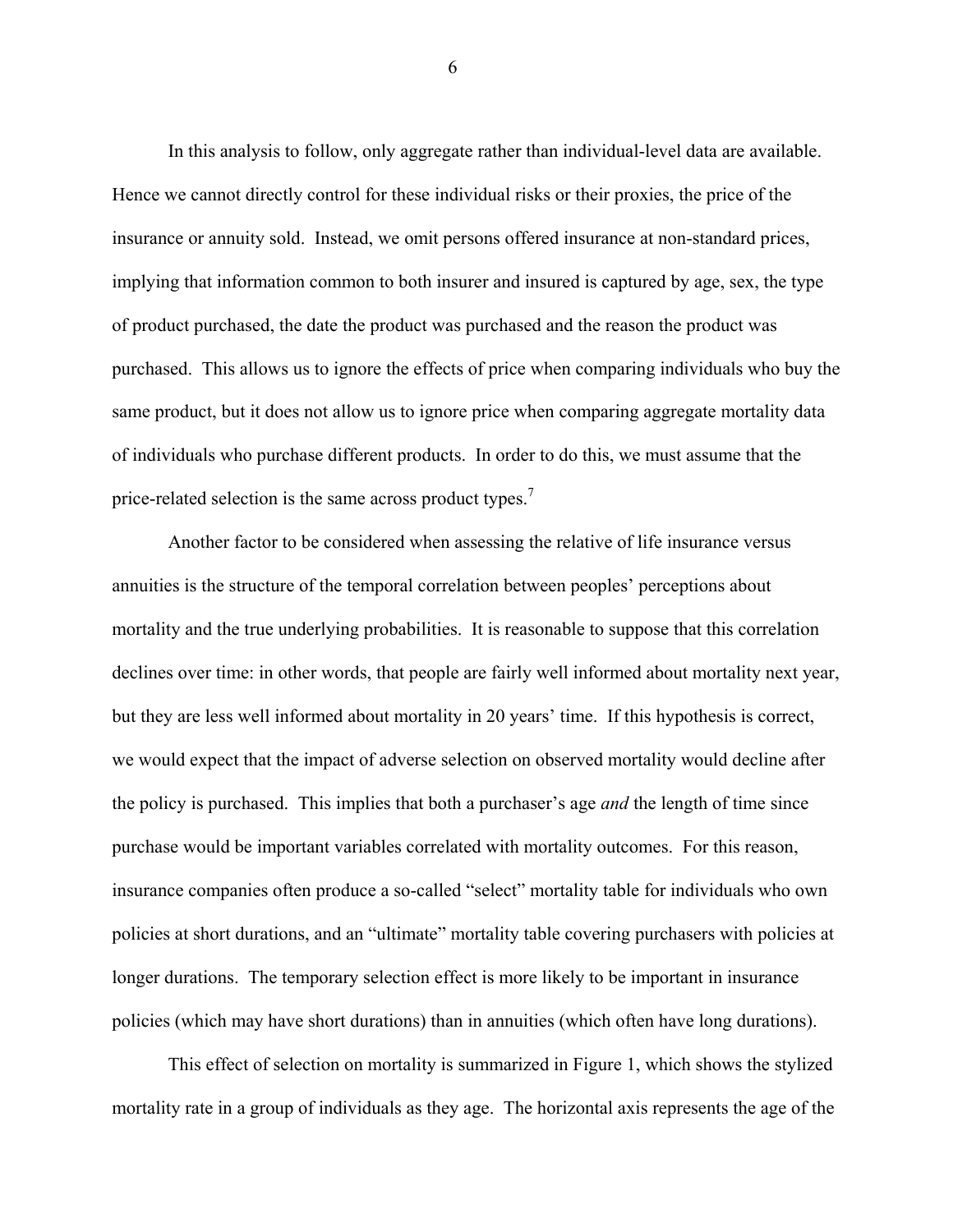In this analysis to follow, only aggregate rather than individual-level data are available. Hence we cannot directly control for these individual risks or their proxies, the price of the insurance or annuity sold. Instead, we omit persons offered insurance at non-standard prices, implying that information common to both insurer and insured is captured by age, sex, the type of product purchased, the date the product was purchased and the reason the product was purchased. This allows us to ignore the effects of price when comparing individuals who buy the same product, but it does not allow us to ignore price when comparing aggregate mortality data of individuals who purchase different products. In order to do this, we must assume that the price-related selection is the same across product types.[7]

Another factor to be considered when assessing the relative of life insurance versus annuities is the structure of the temporal correlation between peoples' perceptions about mortality and the true underlying probabilities. It is reasonable to suppose that this correlation declines over time: in other words, that people are fairly well informed about mortality next year, but they are less well informed about mortality in 20 years' time. If this hypothesis is correct, we would expect that the impact of adverse selection on observed mortality would decline after the policy is purchased. This implies that both a purchaser's age *and* the length of time since purchase would be important variables correlated with mortality outcomes. For this reason, insurance companies often produce a so-called "select" mortality table for individuals who own policies at short durations, and an "ultimate" mortality table covering purchasers with policies at longer durations. The temporary selection effect is more likely to be important in insurance policies (which may have short durations) than in annuities (which often have long durations).

This effect of selection on mortality is summarized in Figure 1, which shows the stylized mortality rate in a group of individuals as they age. The horizontal axis represents the age of the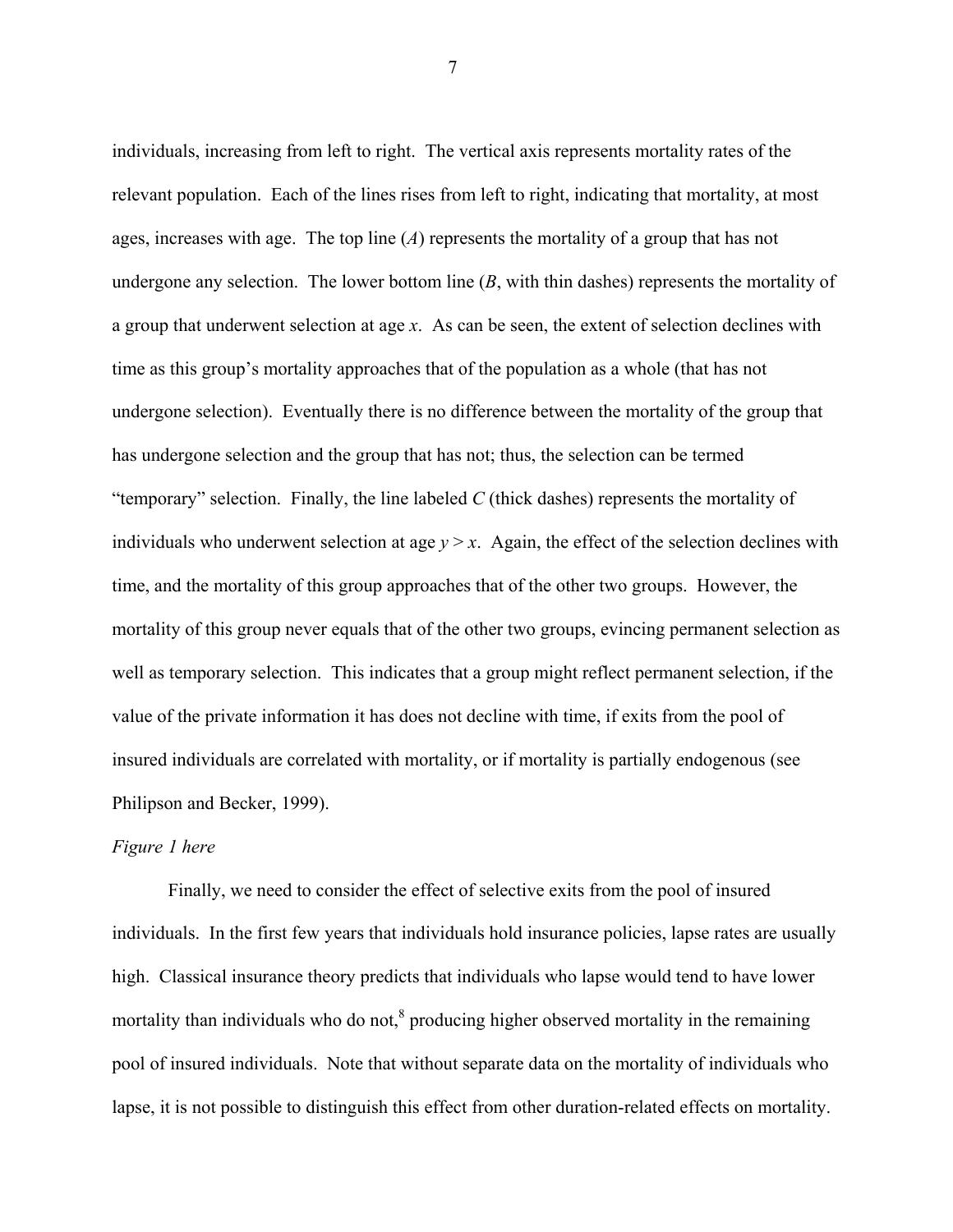individuals, increasing from left to right. The vertical axis represents mortality rates of the relevant population. Each of the lines rises from left to right, indicating that mortality, at most ages, increases with age. The top line (*A*) represents the mortality of a group that has not undergone any selection. The lower bottom line (*B*, with thin dashes) represents the mortality of a group that underwent selection at age *x*. As can be seen, the extent of selection declines with time as this group's mortality approaches that of the population as a whole (that has not undergone selection). Eventually there is no difference between the mortality of the group that has undergone selection and the group that has not; thus, the selection can be termed "temporary" selection. Finally, the line labeled *C* (thick dashes) represents the mortality of individuals who underwent selection at age $y > x$. Again, the effect of the selection declines with time, and the mortality of this group approaches that of the other two groups. However, the mortality of this group never equals that of the other two groups, evincing permanent selection as well as temporary selection. This indicates that a group might reflect permanent selection, if the value of the private information it has does not decline with time, if exits from the pool of insured individuals are correlated with mortality, or if mortality is partially endogenous (see Philipson and Becker, 1999).

*Figure 1 here*

Finally, we need to consider the effect of selective exits from the pool of insured individuals. In the first few years that individuals hold insurance policies, lapse rates are usually high. Classical insurance theory predicts that individuals who lapse would tend to have lower mortality than individuals who do not,[8] producing higher observed mortality in the remaining pool of insured individuals. Note that without separate data on the mortality of individuals who lapse, it is not possible to distinguish this effect from other duration-related effects on mortality.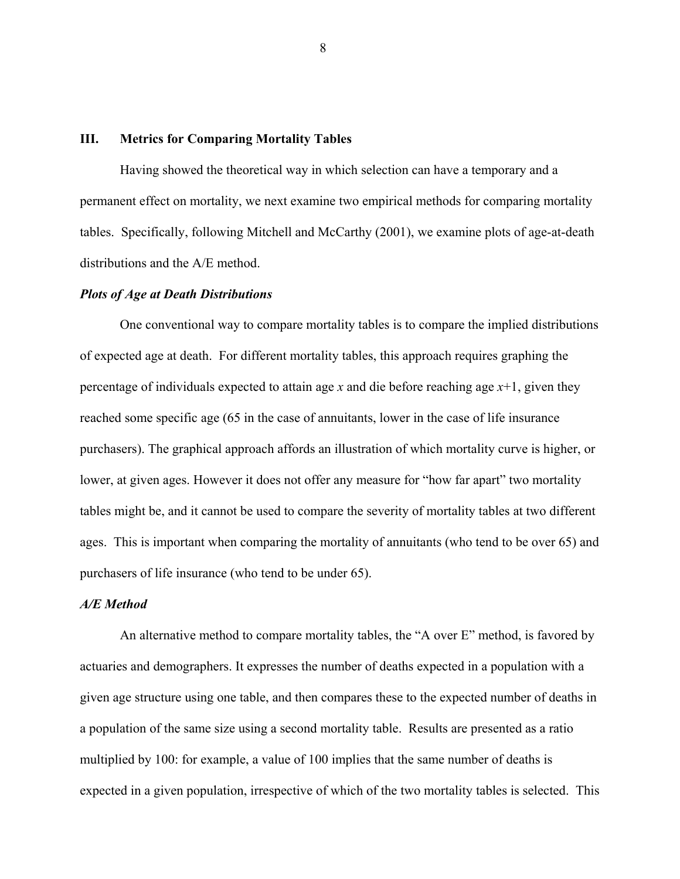## III. Metrics for Comparing Mortality Tables

Having showed the theoretical way in which selection can have a temporary and a permanent effect on mortality, we next examine two empirical methods for comparing mortality tables. Specifically, following Mitchell and McCarthy (2001), we examine plots of age-at-death distributions and the A/E method.

### *Plots of Age at Death Distributions*

One conventional way to compare mortality tables is to compare the implied distributions of expected age at death. For different mortality tables, this approach requires graphing the percentage of individuals expected to attain age $x$ and die before reaching age $x+1$, given they reached some specific age (65 in the case of annuitants, lower in the case of life insurance purchasers). The graphical approach affords an illustration of which mortality curve is higher, or lower, at given ages. However it does not offer any measure for "how far apart" two mortality tables might be, and it cannot be used to compare the severity of mortality tables at two different ages. This is important when comparing the mortality of annuitants (who tend to be over 65) and purchasers of life insurance (who tend to be under 65).

### *A/E Method*

An alternative method to compare mortality tables, the "A over E" method, is favored by actuaries and demographers. It expresses the number of deaths expected in a population with a given age structure using one table, and then compares these to the expected number of deaths in a population of the same size using a second mortality table. Results are presented as a ratio multiplied by 100: for example, a value of 100 implies that the same number of deaths is expected in a given population, irrespective of which of the two mortality tables is selected. This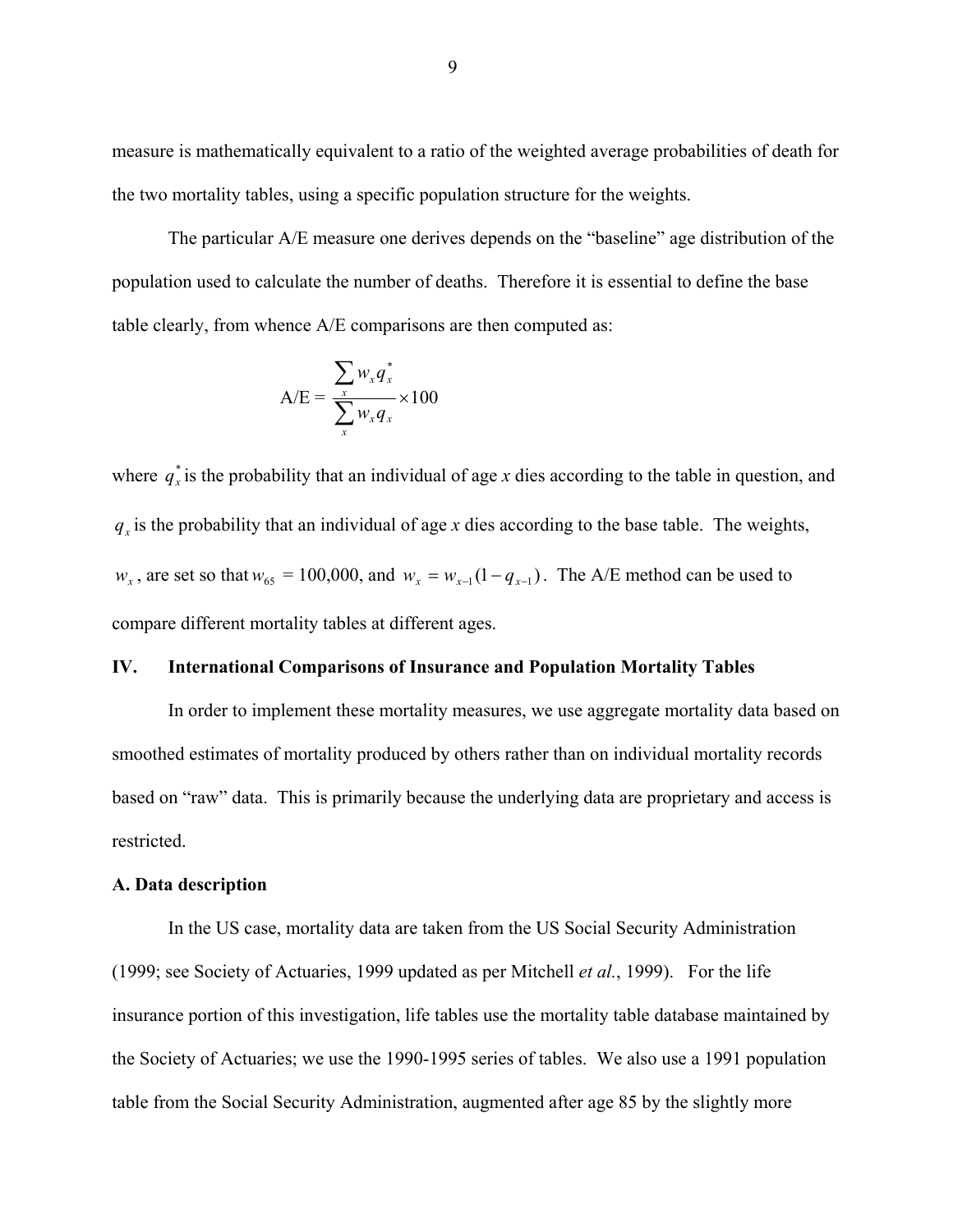measure is mathematically equivalent to a ratio of the weighted average probabilities of death for the two mortality tables, using a specific population structure for the weights.

The particular A/E measure one derives depends on the "baseline" age distribution of the population used to calculate the number of deaths. Therefore it is essential to define the base table clearly, from whence A/E comparisons are then computed as:

$$\text{A/E} = \frac{\sum_x w_x q_x^*}{\sum_x w_x q_x} \times 100$$

where $q_x^*$ is the probability that an individual of age *x* dies according to the table in question, and $q_x$ is the probability that an individual of age *x* dies according to the base table. The weights, $w_x$, are set so that $w_{65}$ = 100,000, and $w_x = w_{x-1}(1 - q_{x-1})$. The A/E method can be used to compare different mortality tables at different ages.

## IV. International Comparisons of Insurance and Population Mortality Tables

In order to implement these mortality measures, we use aggregate mortality data based on smoothed estimates of mortality produced by others rather than on individual mortality records based on "raw" data. This is primarily because the underlying data are proprietary and access is restricted.

### A. Data description

In the US case, mortality data are taken from the US Social Security Administration (1999; see Society of Actuaries, 1999 updated as per Mitchell *et al.*, 1999). For the life insurance portion of this investigation, life tables use the mortality table database maintained by the Society of Actuaries; we use the 1990-1995 series of tables. We also use a 1991 population table from the Social Security Administration, augmented after age 85 by the slightly more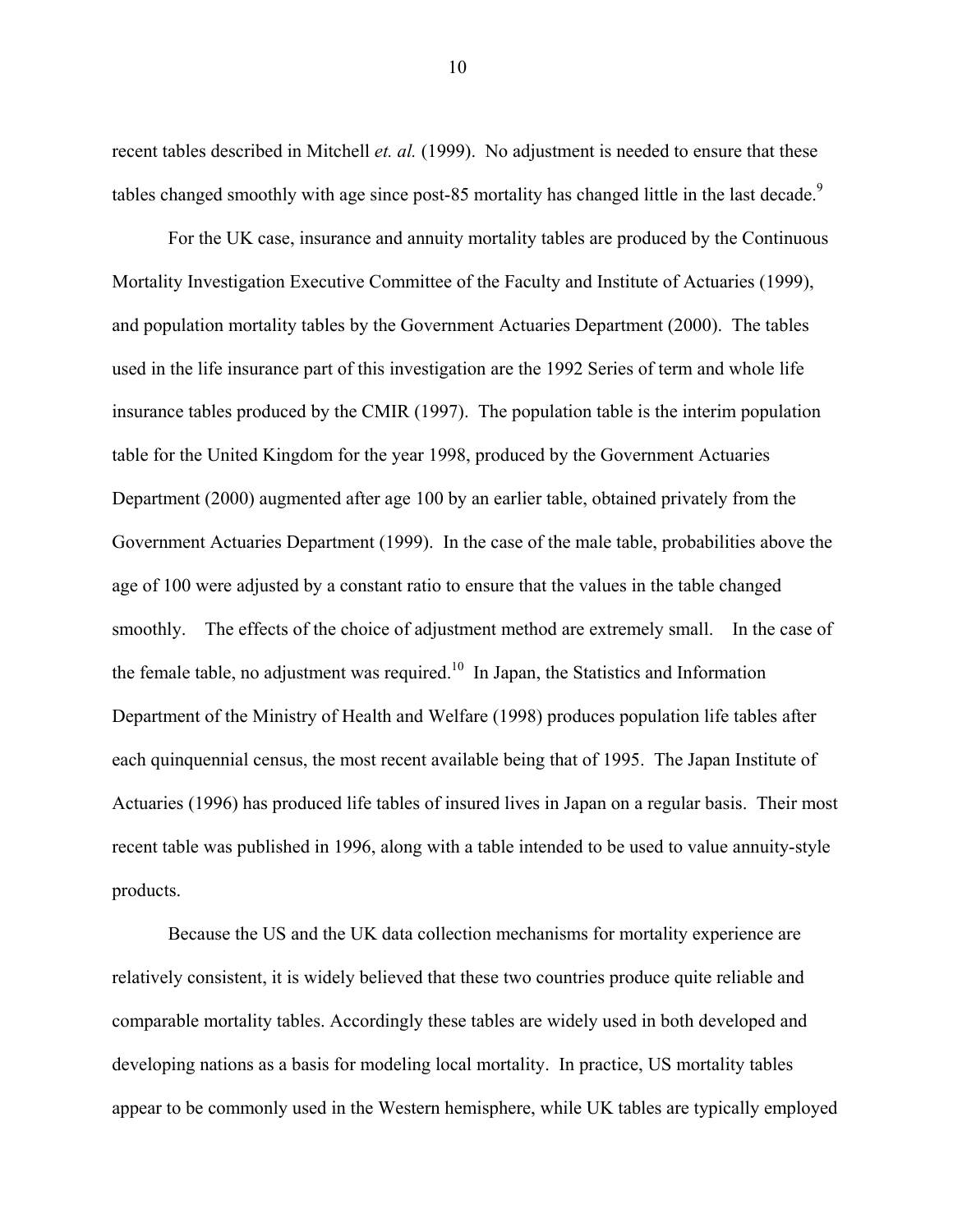recent tables described in Mitchell *et. al.* (1999). No adjustment is needed to ensure that these tables changed smoothly with age since post-85 mortality has changed little in the last decade.[9]

For the UK case, insurance and annuity mortality tables are produced by the Continuous Mortality Investigation Executive Committee of the Faculty and Institute of Actuaries (1999), and population mortality tables by the Government Actuaries Department (2000). The tables used in the life insurance part of this investigation are the 1992 Series of term and whole life insurance tables produced by the CMIR (1997). The population table is the interim population table for the United Kingdom for the year 1998, produced by the Government Actuaries Department (2000) augmented after age 100 by an earlier table, obtained privately from the Government Actuaries Department (1999). In the case of the male table, probabilities above the age of 100 were adjusted by a constant ratio to ensure that the values in the table changed smoothly. The effects of the choice of adjustment method are extremely small. In the case of the female table, no adjustment was required.[10] In Japan, the Statistics and Information Department of the Ministry of Health and Welfare (1998) produces population life tables after each quinquennial census, the most recent available being that of 1995. The Japan Institute of Actuaries (1996) has produced life tables of insured lives in Japan on a regular basis. Their most recent table was published in 1996, along with a table intended to be used to value annuity-style products.

Because the US and the UK data collection mechanisms for mortality experience are relatively consistent, it is widely believed that these two countries produce quite reliable and comparable mortality tables. Accordingly these tables are widely used in both developed and developing nations as a basis for modeling local mortality. In practice, US mortality tables appear to be commonly used in the Western hemisphere, while UK tables are typically employed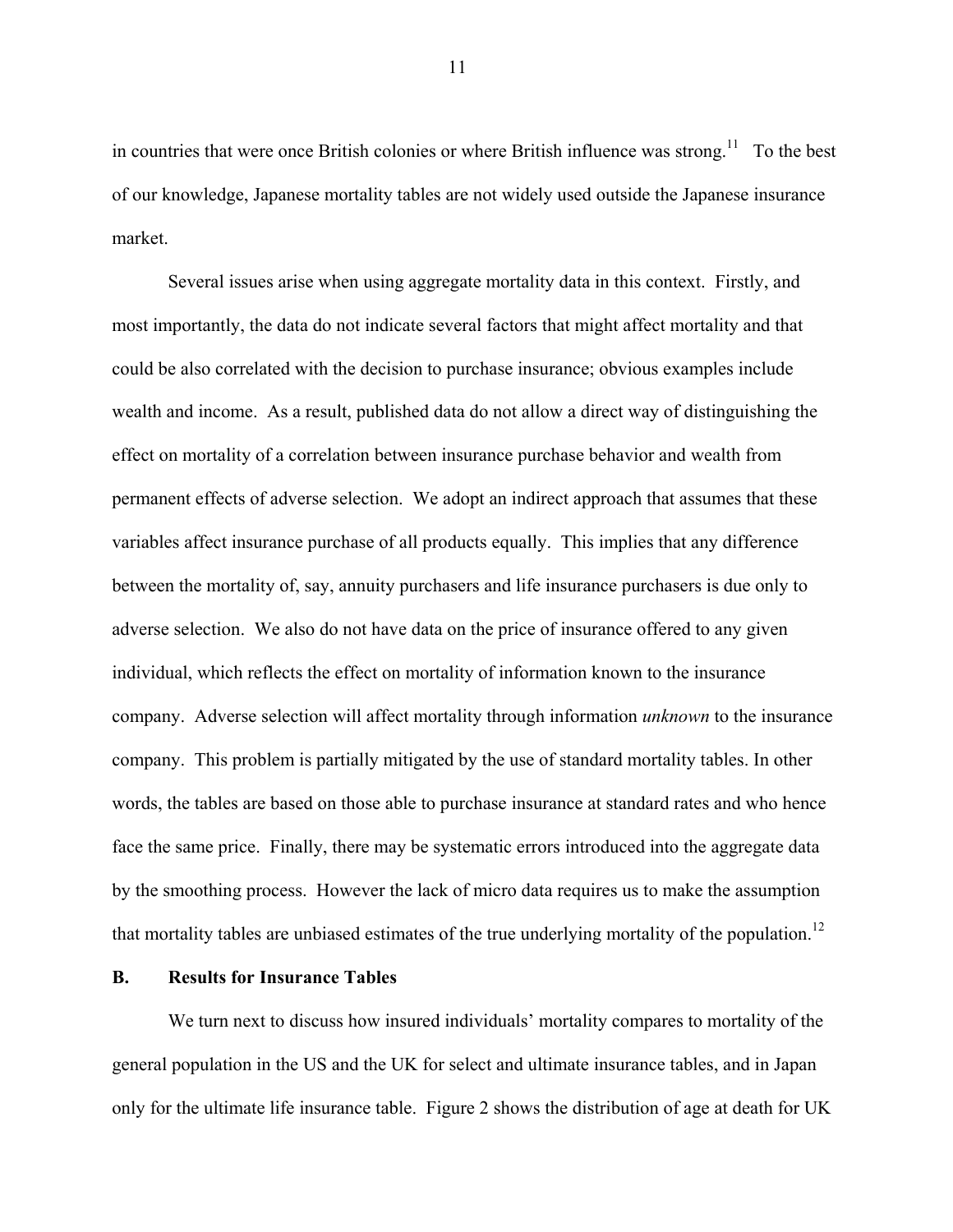in countries that were once British colonies or where British influence was strong.[11] To the best of our knowledge, Japanese mortality tables are not widely used outside the Japanese insurance market.

Several issues arise when using aggregate mortality data in this context. Firstly, and most importantly, the data do not indicate several factors that might affect mortality and that could be also correlated with the decision to purchase insurance; obvious examples include wealth and income. As a result, published data do not allow a direct way of distinguishing the effect on mortality of a correlation between insurance purchase behavior and wealth from permanent effects of adverse selection. We adopt an indirect approach that assumes that these variables affect insurance purchase of all products equally. This implies that any difference between the mortality of, say, annuity purchasers and life insurance purchasers is due only to adverse selection. We also do not have data on the price of insurance offered to any given individual, which reflects the effect on mortality of information known to the insurance company. Adverse selection will affect mortality through information *unknown* to the insurance company. This problem is partially mitigated by the use of standard mortality tables. In other words, the tables are based on those able to purchase insurance at standard rates and who hence face the same price. Finally, there may be systematic errors introduced into the aggregate data by the smoothing process. However the lack of micro data requires us to make the assumption that mortality tables are unbiased estimates of the true underlying mortality of the population.[12]

### B. Results for Insurance Tables

We turn next to discuss how insured individuals' mortality compares to mortality of the general population in the US and the UK for select and ultimate insurance tables, and in Japan only for the ultimate life insurance table. Figure 2 shows the distribution of age at death for UK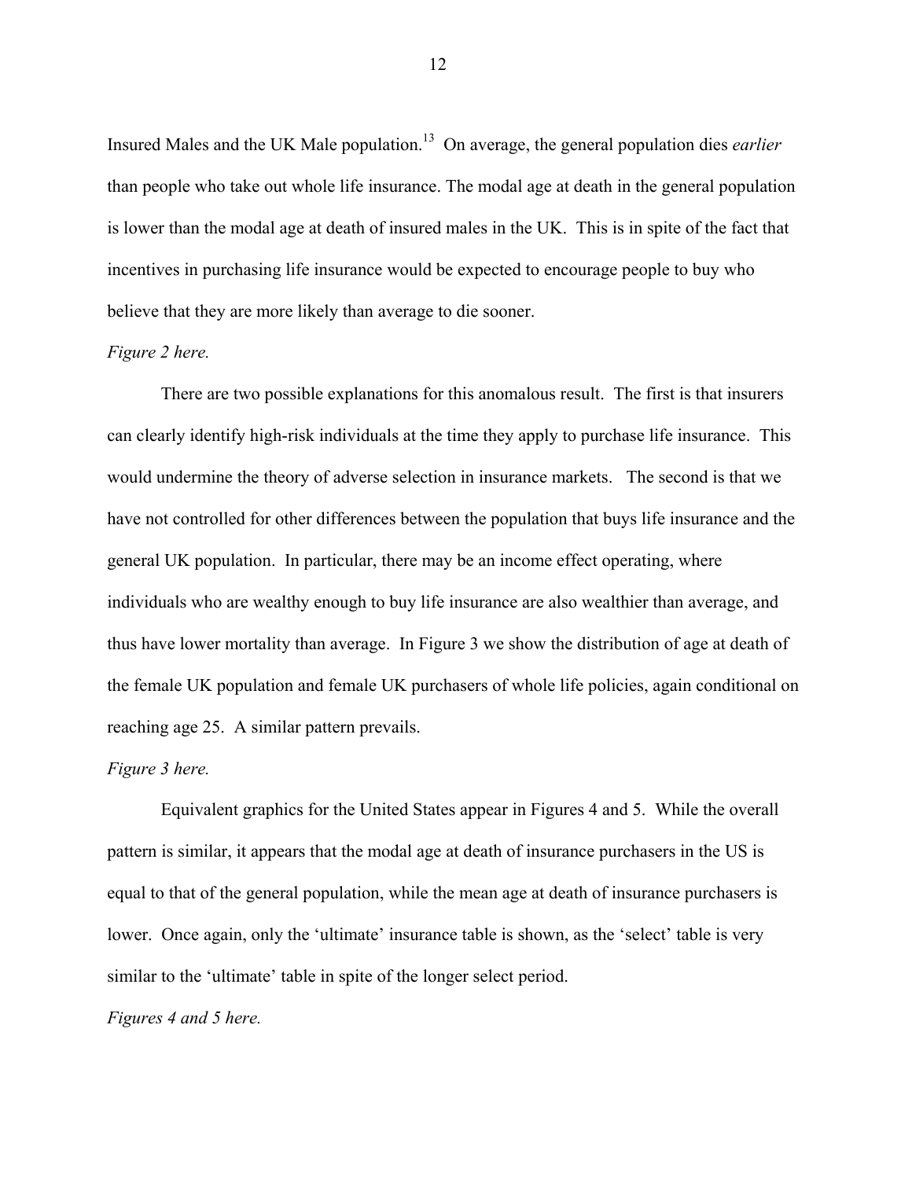Insured Males and the UK Male population.[13] On average, the general population dies *earlier* than people who take out whole life insurance. The modal age at death in the general population is lower than the modal age at death of insured males in the UK. This is in spite of the fact that incentives in purchasing life insurance would be expected to encourage people to buy who believe that they are more likely than average to die sooner.

*Figure 2 here.*

There are two possible explanations for this anomalous result. The first is that insurers can clearly identify high-risk individuals at the time they apply to purchase life insurance. This would undermine the theory of adverse selection in insurance markets. The second is that we have not controlled for other differences between the population that buys life insurance and the general UK population. In particular, there may be an income effect operating, where individuals who are wealthy enough to buy life insurance are also wealthier than average, and thus have lower mortality than average. In Figure 3 we show the distribution of age at death of the female UK population and female UK purchasers of whole life policies, again conditional on reaching age 25. A similar pattern prevails.

*Figure 3 here.*

Equivalent graphics for the United States appear in Figures 4 and 5. While the overall pattern is similar, it appears that the modal age at death of insurance purchasers in the US is equal to that of the general population, while the mean age at death of insurance purchasers is lower. Once again, only the 'ultimate' insurance table is shown, as the 'select' table is very similar to the 'ultimate' table in spite of the longer select period.

*Figures 4 and 5 here.*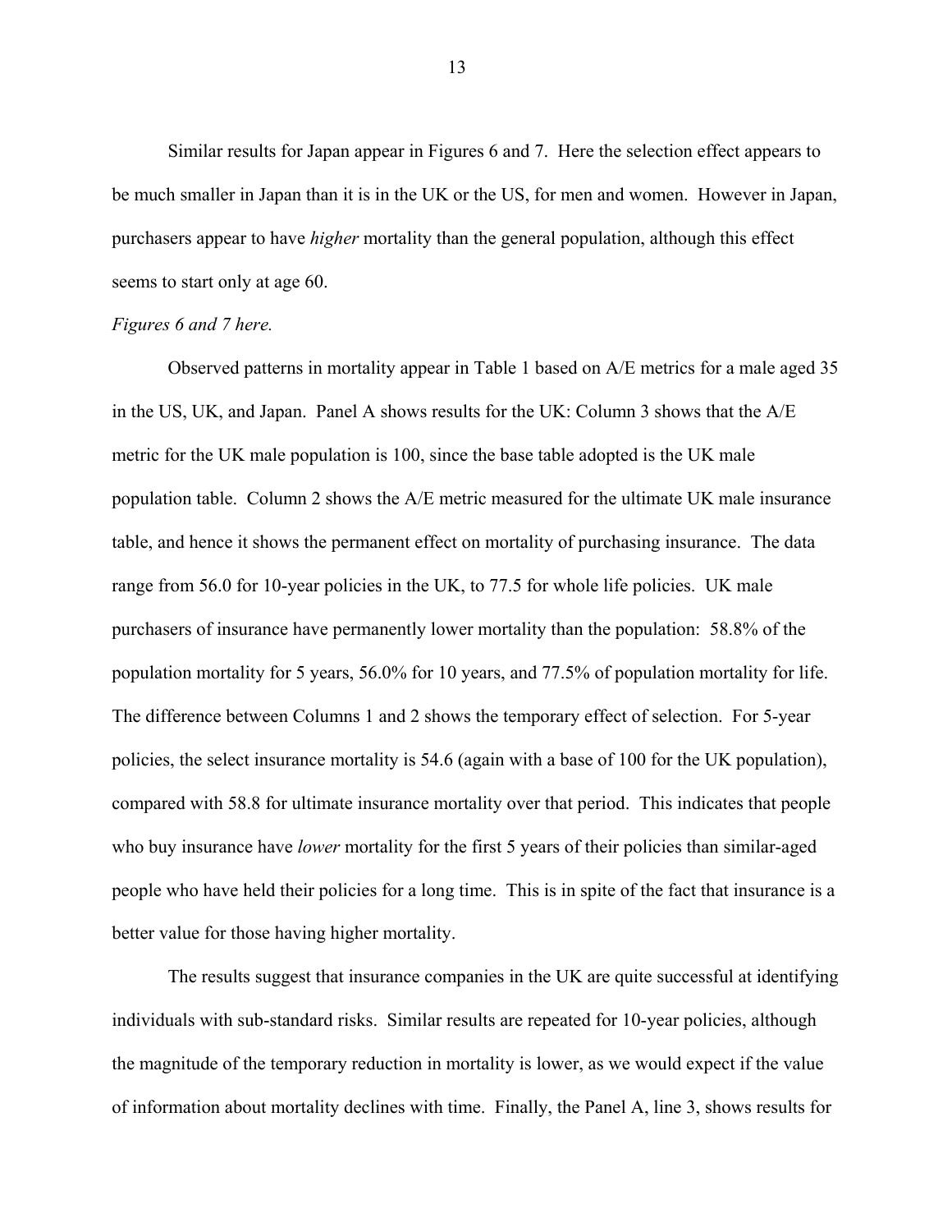Similar results for Japan appear in Figures 6 and 7. Here the selection effect appears to be much smaller in Japan than it is in the UK or the US, for men and women. However in Japan, purchasers appear to have *higher* mortality than the general population, although this effect seems to start only at age 60.

*Figures 6 and 7 here.*

Observed patterns in mortality appear in Table 1 based on A/E metrics for a male aged 35 in the US, UK, and Japan. Panel A shows results for the UK: Column 3 shows that the A/E metric for the UK male population is 100, since the base table adopted is the UK male population table. Column 2 shows the A/E metric measured for the ultimate UK male insurance table, and hence it shows the permanent effect on mortality of purchasing insurance. The data range from 56.0 for 10-year policies in the UK, to 77.5 for whole life policies. UK male purchasers of insurance have permanently lower mortality than the population: 58.8% of the population mortality for 5 years, 56.0% for 10 years, and 77.5% of population mortality for life. The difference between Columns 1 and 2 shows the temporary effect of selection. For 5-year policies, the select insurance mortality is 54.6 (again with a base of 100 for the UK population), compared with 58.8 for ultimate insurance mortality over that period. This indicates that people who buy insurance have *lower* mortality for the first 5 years of their policies than similar-aged people who have held their policies for a long time. This is in spite of the fact that insurance is a better value for those having higher mortality.

The results suggest that insurance companies in the UK are quite successful at identifying individuals with sub-standard risks. Similar results are repeated for 10-year policies, although the magnitude of the temporary reduction in mortality is lower, as we would expect if the value of information about mortality declines with time. Finally, the Panel A, line 3, shows results for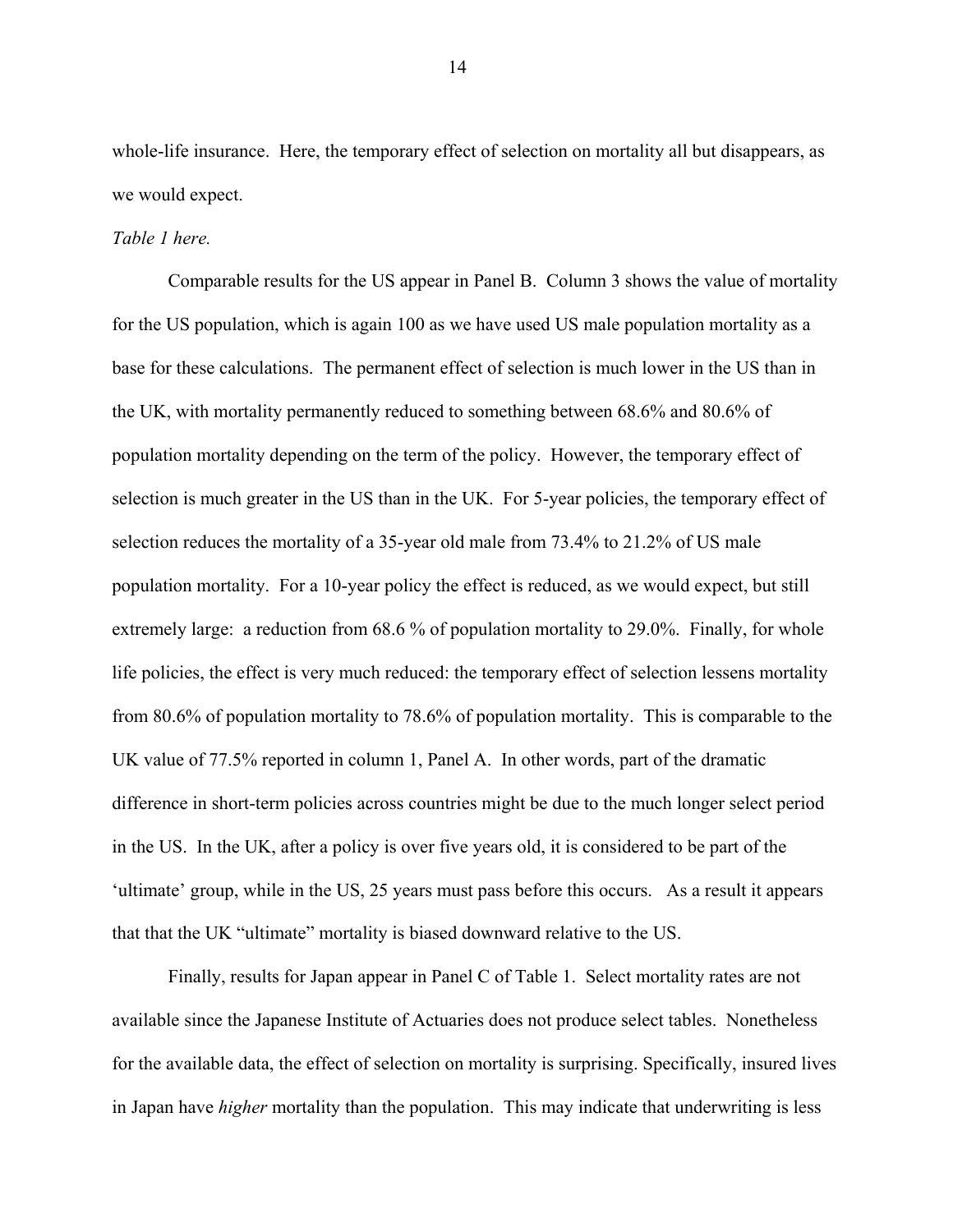whole-life insurance. Here, the temporary effect of selection on mortality all but disappears, as we would expect.

*Table 1 here.*

Comparable results for the US appear in Panel B. Column 3 shows the value of mortality for the US population, which is again 100 as we have used US male population mortality as a base for these calculations. The permanent effect of selection is much lower in the US than in the UK, with mortality permanently reduced to something between 68.6% and 80.6% of population mortality depending on the term of the policy. However, the temporary effect of selection is much greater in the US than in the UK. For 5-year policies, the temporary effect of selection reduces the mortality of a 35-year old male from 73.4% to 21.2% of US male population mortality. For a 10-year policy the effect is reduced, as we would expect, but still extremely large: a reduction from 68.6 % of population mortality to 29.0%. Finally, for whole life policies, the effect is very much reduced: the temporary effect of selection lessens mortality from 80.6% of population mortality to 78.6% of population mortality. This is comparable to the UK value of 77.5% reported in column 1, Panel A. In other words, part of the dramatic difference in short-term policies across countries might be due to the much longer select period in the US. In the UK, after a policy is over five years old, it is considered to be part of the 'ultimate' group, while in the US, 25 years must pass before this occurs. As a result it appears that that the UK "ultimate" mortality is biased downward relative to the US.

Finally, results for Japan appear in Panel C of Table 1. Select mortality rates are not available since the Japanese Institute of Actuaries does not produce select tables. Nonetheless for the available data, the effect of selection on mortality is surprising. Specifically, insured lives in Japan have *higher* mortality than the population. This may indicate that underwriting is less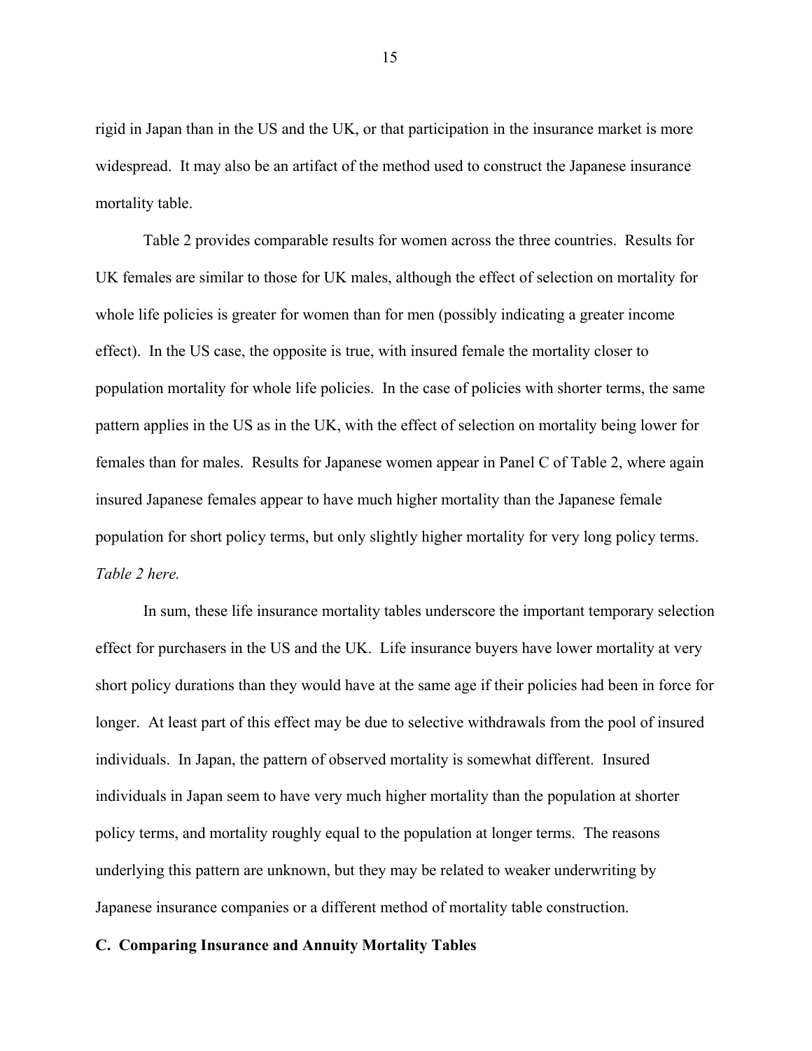rigid in Japan than in the US and the UK, or that participation in the insurance market is more widespread. It may also be an artifact of the method used to construct the Japanese insurance mortality table.

Table 2 provides comparable results for women across the three countries. Results for UK females are similar to those for UK males, although the effect of selection on mortality for whole life policies is greater for women than for men (possibly indicating a greater income effect). In the US case, the opposite is true, with insured female the mortality closer to population mortality for whole life policies. In the case of policies with shorter terms, the same pattern applies in the US as in the UK, with the effect of selection on mortality being lower for females than for males. Results for Japanese women appear in Panel C of Table 2, where again insured Japanese females appear to have much higher mortality than the Japanese female population for short policy terms, but only slightly higher mortality for very long policy terms.

*Table 2 here.*

In sum, these life insurance mortality tables underscore the important temporary selection effect for purchasers in the US and the UK. Life insurance buyers have lower mortality at very short policy durations than they would have at the same age if their policies had been in force for longer. At least part of this effect may be due to selective withdrawals from the pool of insured individuals. In Japan, the pattern of observed mortality is somewhat different. Insured individuals in Japan seem to have very much higher mortality than the population at shorter policy terms, and mortality roughly equal to the population at longer terms. The reasons underlying this pattern are unknown, but they may be related to weaker underwriting by Japanese insurance companies or a different method of mortality table construction.

### C. Comparing Insurance and Annuity Mortality Tables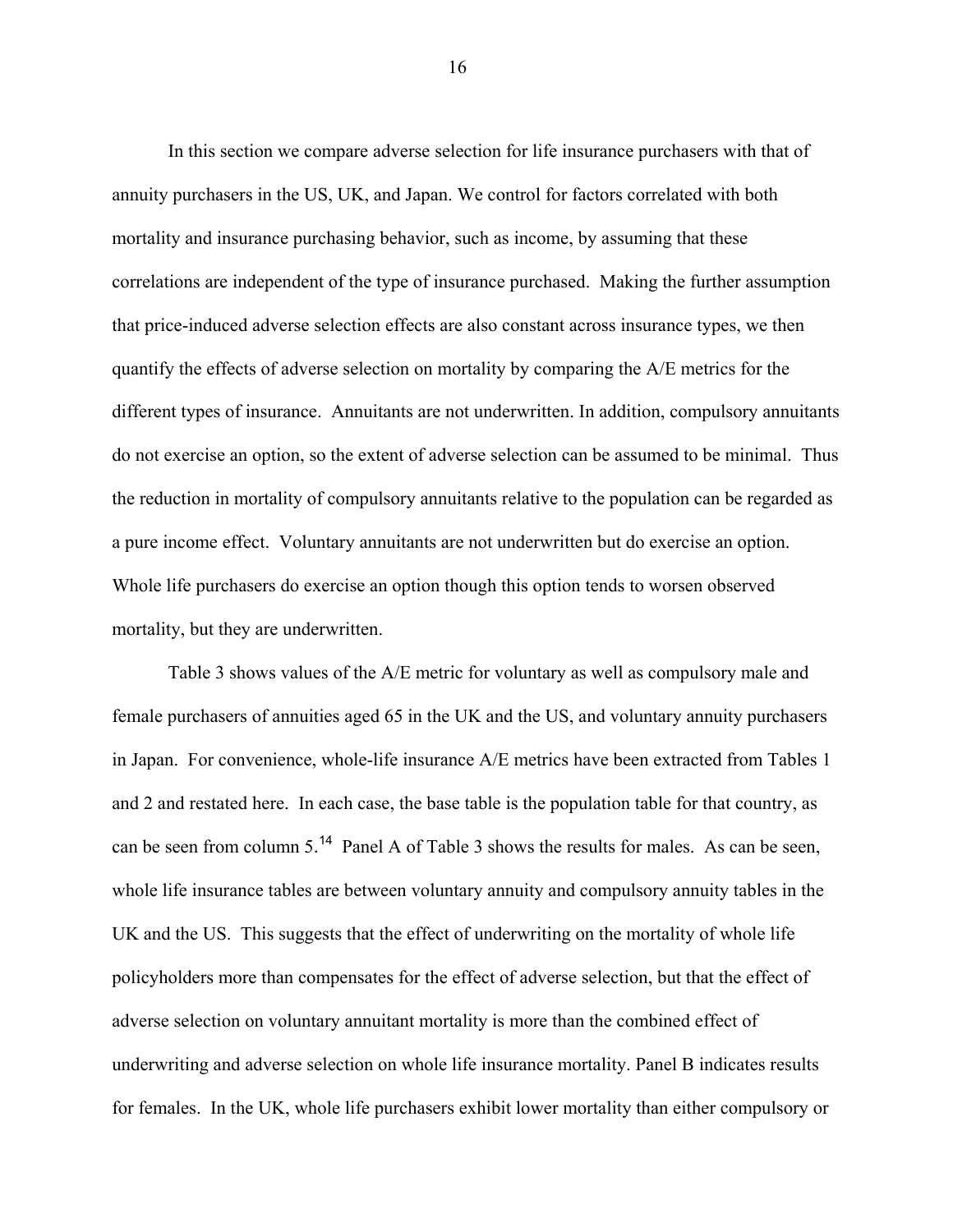In this section we compare adverse selection for life insurance purchasers with that of annuity purchasers in the US, UK, and Japan. We control for factors correlated with both mortality and insurance purchasing behavior, such as income, by assuming that these correlations are independent of the type of insurance purchased. Making the further assumption that price-induced adverse selection effects are also constant across insurance types, we then quantify the effects of adverse selection on mortality by comparing the A/E metrics for the different types of insurance. Annuitants are not underwritten. In addition, compulsory annuitants do not exercise an option, so the extent of adverse selection can be assumed to be minimal. Thus the reduction in mortality of compulsory annuitants relative to the population can be regarded as a pure income effect. Voluntary annuitants are not underwritten but do exercise an option. Whole life purchasers do exercise an option though this option tends to worsen observed mortality, but they are underwritten.

Table 3 shows values of the A/E metric for voluntary as well as compulsory male and female purchasers of annuities aged 65 in the UK and the US, and voluntary annuity purchasers in Japan. For convenience, whole-life insurance A/E metrics have been extracted from Tables 1 and 2 and restated here. In each case, the base table is the population table for that country, as can be seen from column 5.[14] Panel A of Table 3 shows the results for males. As can be seen, whole life insurance tables are between voluntary annuity and compulsory annuity tables in the UK and the US. This suggests that the effect of underwriting on the mortality of whole life policyholders more than compensates for the effect of adverse selection, but that the effect of adverse selection on voluntary annuitant mortality is more than the combined effect of underwriting and adverse selection on whole life insurance mortality. Panel B indicates results for females. In the UK, whole life purchasers exhibit lower mortality than either compulsory or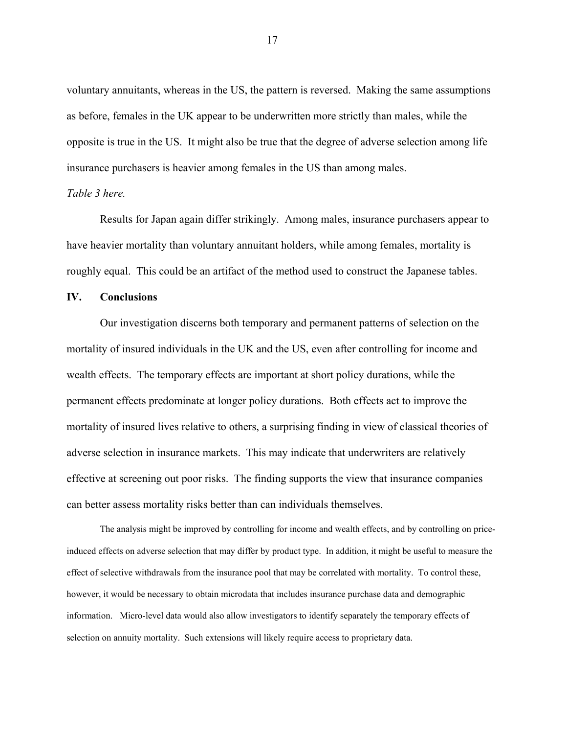voluntary annuitants, whereas in the US, the pattern is reversed. Making the same assumptions as before, females in the UK appear to be underwritten more strictly than males, while the opposite is true in the US. It might also be true that the degree of adverse selection among life insurance purchasers is heavier among females in the US than among males.

*Table 3 here.*

Results for Japan again differ strikingly. Among males, insurance purchasers appear to have heavier mortality than voluntary annuitant holders, while among females, mortality is roughly equal. This could be an artifact of the method used to construct the Japanese tables.

## IV. Conclusions

Our investigation discerns both temporary and permanent patterns of selection on the mortality of insured individuals in the UK and the US, even after controlling for income and wealth effects. The temporary effects are important at short policy durations, while the permanent effects predominate at longer policy durations. Both effects act to improve the mortality of insured lives relative to others, a surprising finding in view of classical theories of adverse selection in insurance markets. This may indicate that underwriters are relatively effective at screening out poor risks. The finding supports the view that insurance companies can better assess mortality risks better than can individuals themselves.

The analysis might be improved by controlling for income and wealth effects, and by controlling on price-induced effects on adverse selection that may differ by product type. In addition, it might be useful to measure the effect of selective withdrawals from the insurance pool that may be correlated with mortality. To control these, however, it would be necessary to obtain microdata that includes insurance purchase data and demographic information. Micro-level data would also allow investigators to identify separately the temporary effects of selection on annuity mortality. Such extensions will likely require access to proprietary data.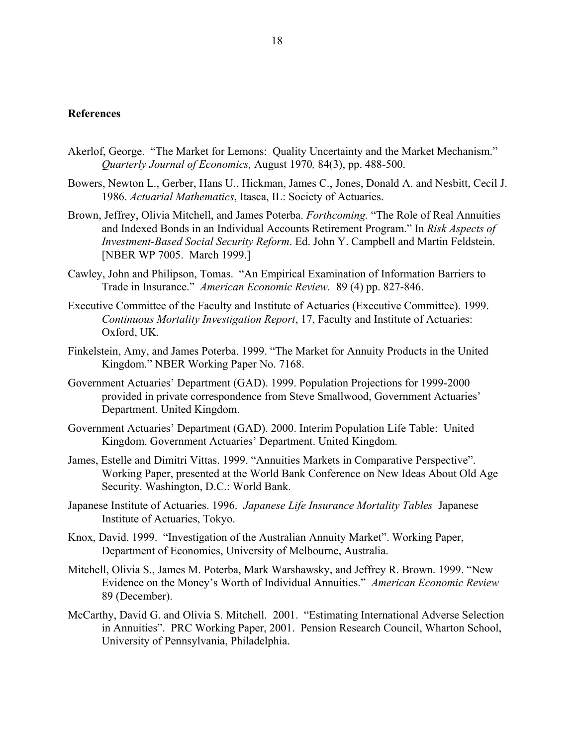**References**

Akerlof, George. "The Market for Lemons: Quality Uncertainty and the Market Mechanism." *Quarterly Journal of Economics,* August 1970*,* 84(3), pp. 488-500.

Bowers, Newton L., Gerber, Hans U., Hickman, James C., Jones, Donald A. and Nesbitt, Cecil J. 1986. *Actuarial Mathematics*, Itasca, IL: Society of Actuaries.

Brown, Jeffrey, Olivia Mitchell, and James Poterba. *Forthcoming.* "The Role of Real Annuities and Indexed Bonds in an Individual Accounts Retirement Program." In *Risk Aspects of Investment-Based Social Security Reform*. Ed. John Y. Campbell and Martin Feldstein. [NBER WP 7005. March 1999.]

Cawley, John and Philipson, Tomas. "An Empirical Examination of Information Barriers to Trade in Insurance." *American Economic Review.* 89 (4) pp. 827-846.

Executive Committee of the Faculty and Institute of Actuaries (Executive Committee). 1999. *Continuous Mortality Investigation Report*, 17, Faculty and Institute of Actuaries: Oxford, UK.

Finkelstein, Amy, and James Poterba. 1999. "The Market for Annuity Products in the United Kingdom." NBER Working Paper No. 7168.

Government Actuaries' Department (GAD). 1999. Population Projections for 1999-2000 provided in private correspondence from Steve Smallwood, Government Actuaries' Department. United Kingdom.

Government Actuaries' Department (GAD). 2000. Interim Population Life Table: United Kingdom. Government Actuaries' Department. United Kingdom.

James, Estelle and Dimitri Vittas. 1999. "Annuities Markets in Comparative Perspective". Working Paper, presented at the World Bank Conference on New Ideas About Old Age Security. Washington, D.C.: World Bank.

Japanese Institute of Actuaries. 1996. *Japanese Life Insurance Mortality Tables* Japanese Institute of Actuaries, Tokyo.

Knox, David. 1999. "Investigation of the Australian Annuity Market". Working Paper, Department of Economics, University of Melbourne, Australia.

Mitchell, Olivia S., James M. Poterba, Mark Warshawsky, and Jeffrey R. Brown. 1999. "New Evidence on the Money's Worth of Individual Annuities." *American Economic Review* 89 (December).

McCarthy, David G. and Olivia S. Mitchell. 2001. "Estimating International Adverse Selection in Annuities". PRC Working Paper, 2001. Pension Research Council, Wharton School, University of Pennsylvania, Philadelphia.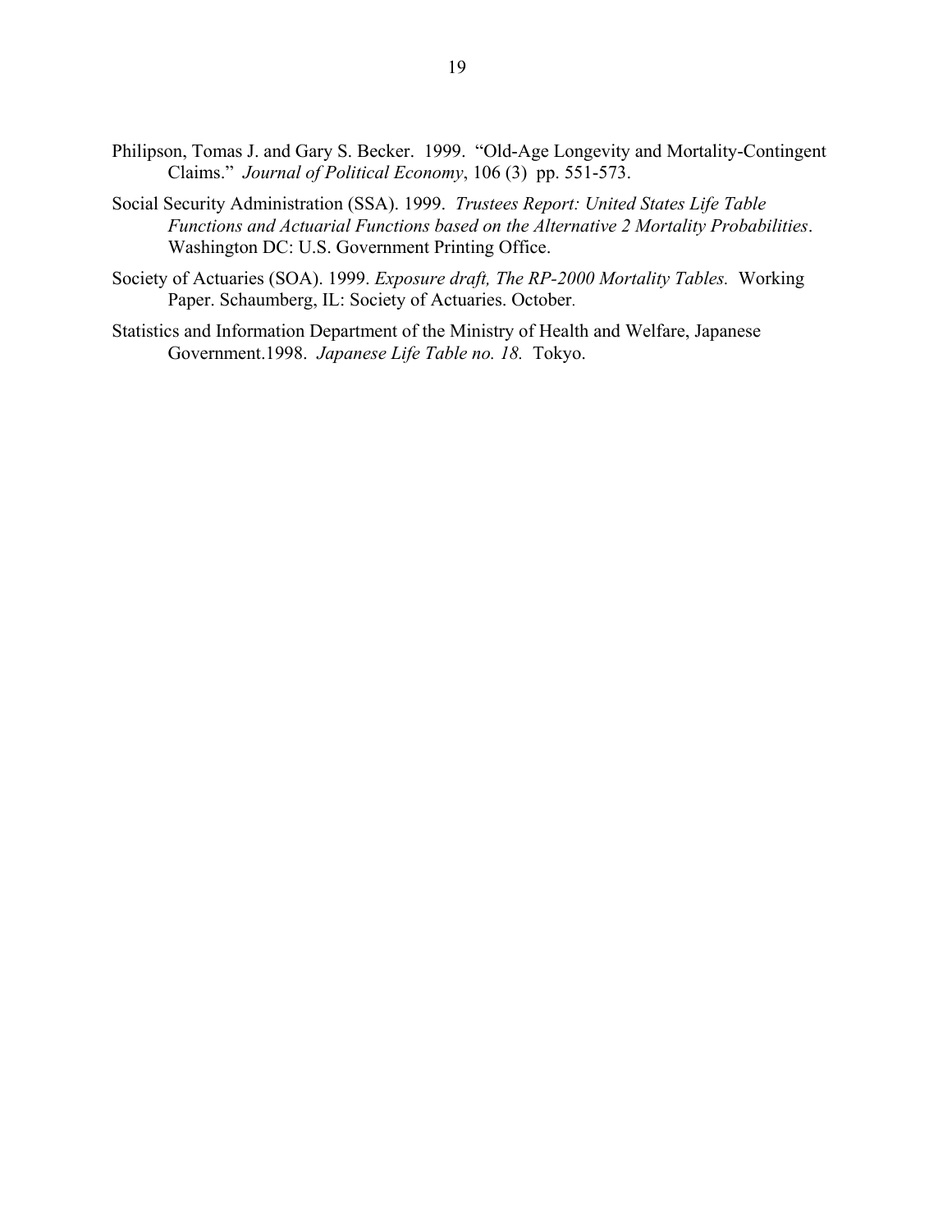Philipson, Tomas J. and Gary S. Becker. 1999. "Old-Age Longevity and Mortality-Contingent Claims." *Journal of Political Economy*, 106 (3) pp. 551-573.

Social Security Administration (SSA). 1999. *Trustees Report: United States Life Table Functions and Actuarial Functions based on the Alternative 2 Mortality Probabilities*. Washington DC: U.S. Government Printing Office.

Society of Actuaries (SOA). 1999. *Exposure draft, The RP-2000 Mortality Tables.* Working Paper. Schaumberg, IL: Society of Actuaries. October.

Statistics and Information Department of the Ministry of Health and Welfare, Japanese Government.1998. *Japanese Life Table no. 18.* Tokyo.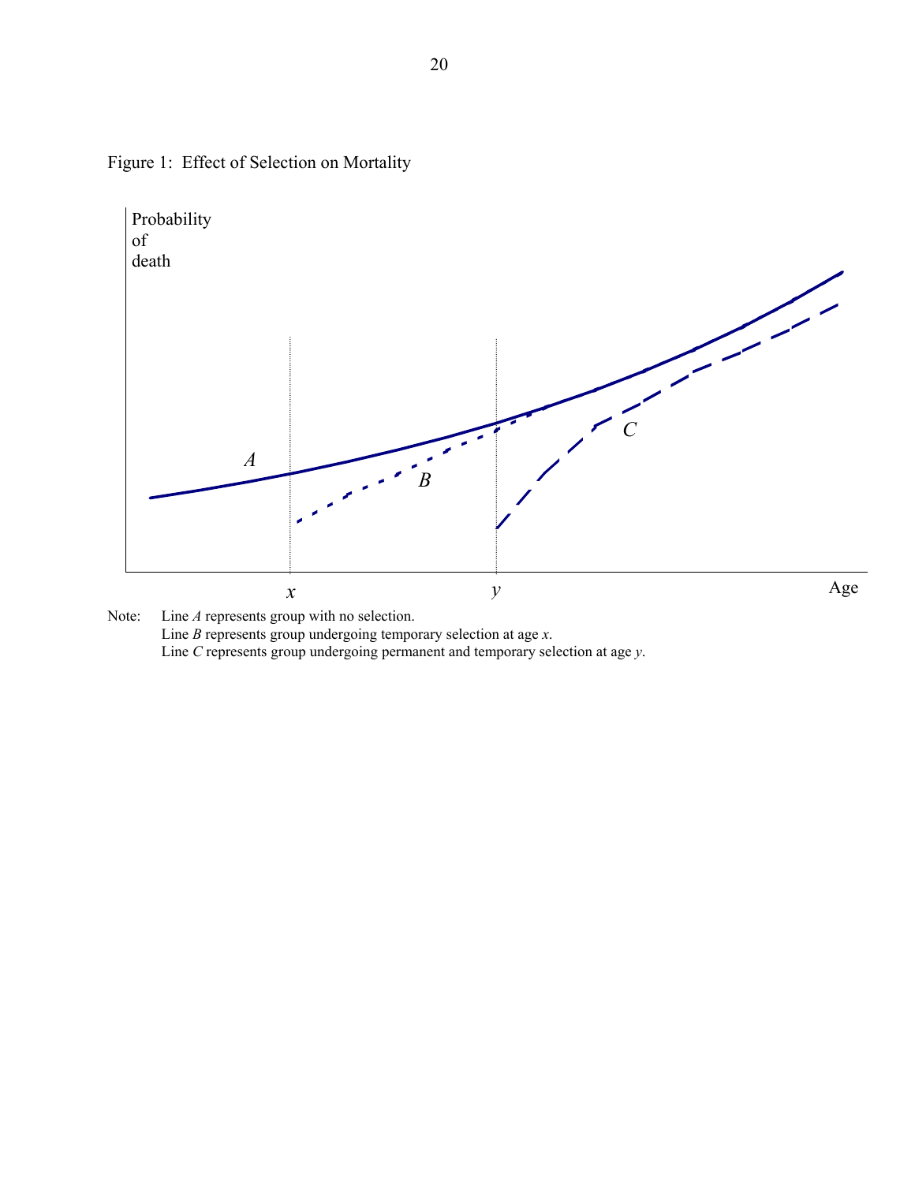Figure 1: Effect of Selection on Mortality

Note: Line *A* represents group with no selection.
Line *B* represents group undergoing temporary selection at age *x*.
Line *C* represents group undergoing permanent and temporary selection at age *y*.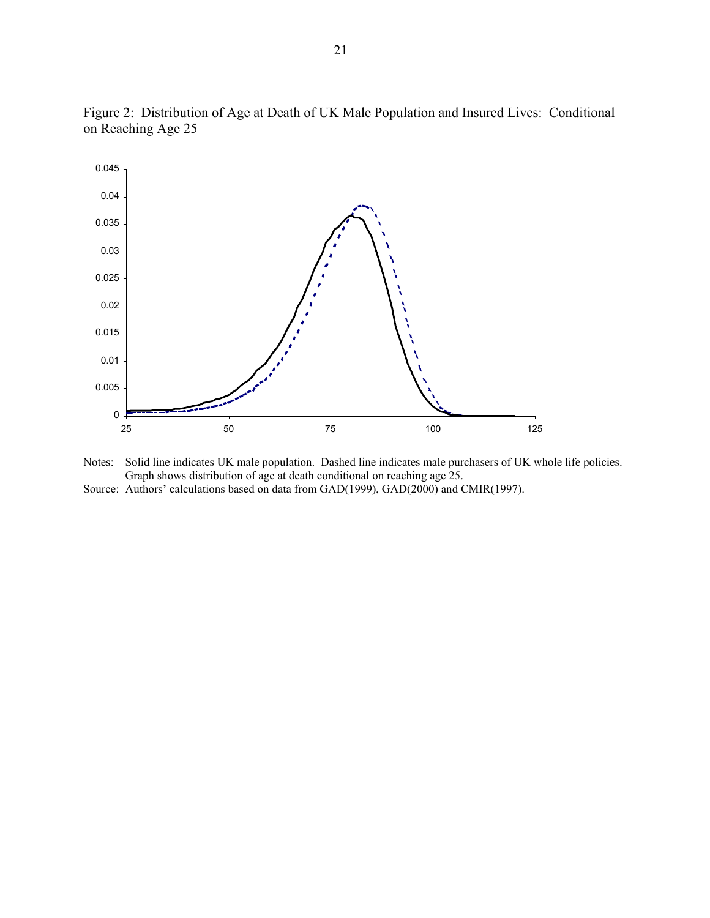Figure 2: Distribution of Age at Death of UK Male Population and Insured Lives: Conditional on Reaching Age 25

Notes: Solid line indicates UK male population. Dashed line indicates male purchasers of UK whole life policies. Graph shows distribution of age at death conditional on reaching age 25.

Source: Authors' calculations based on data from GAD(1999), GAD(2000) and CMIR(1997).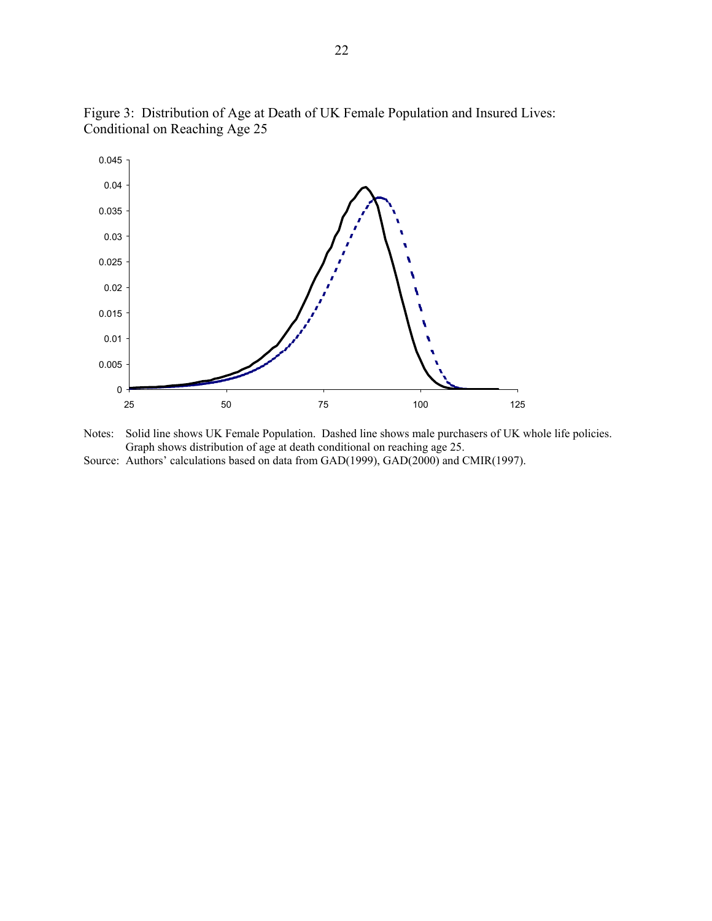Figure 3: Distribution of Age at Death of UK Female Population and Insured Lives: Conditional on Reaching Age 25

Notes: Solid line shows UK Female Population. Dashed line shows male purchasers of UK whole life policies. Graph shows distribution of age at death conditional on reaching age 25.

Source: Authors' calculations based on data from GAD(1999), GAD(2000) and CMIR(1997).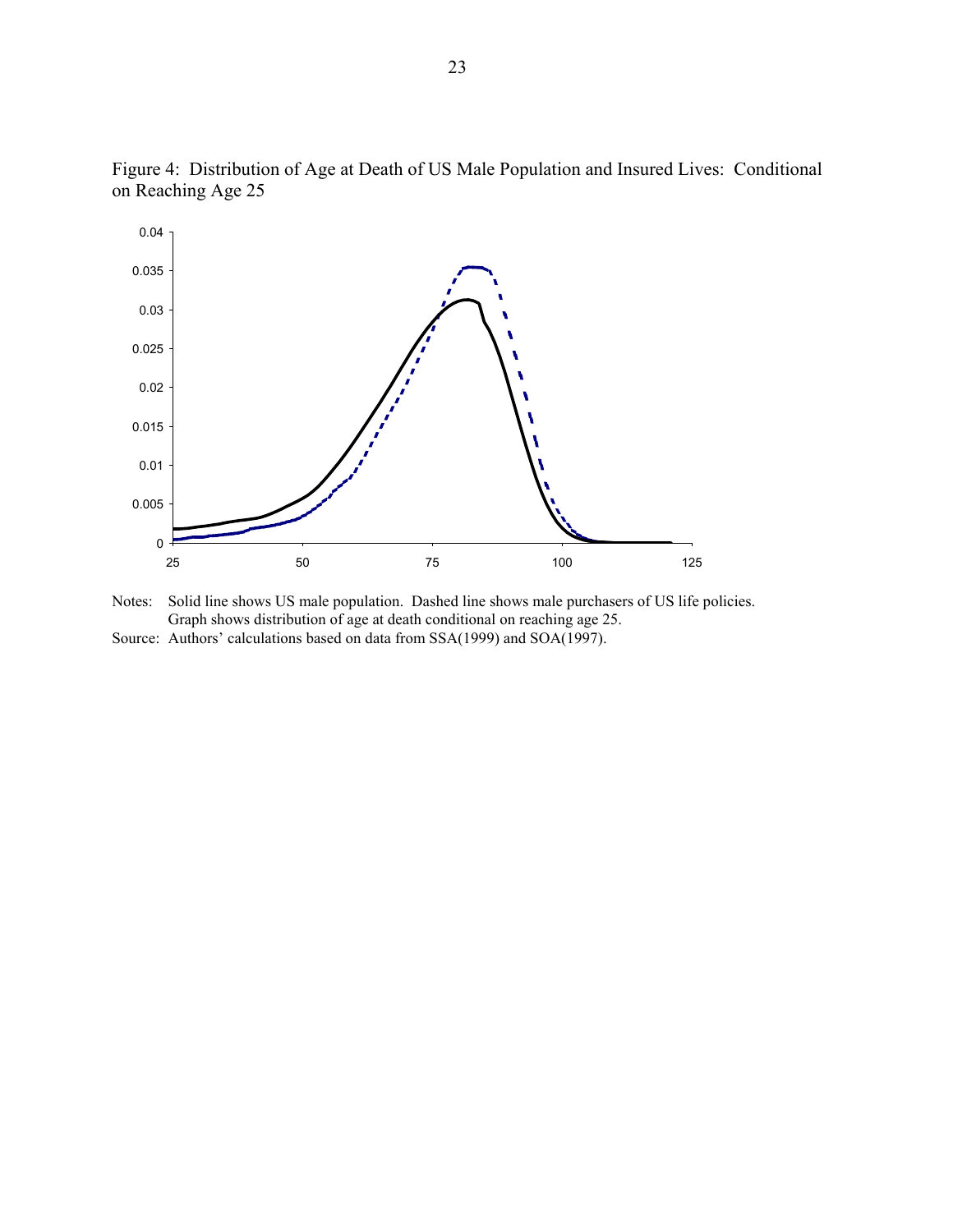Figure 4: Distribution of Age at Death of US Male Population and Insured Lives: Conditional on Reaching Age 25

Notes: Solid line shows US male population. Dashed line shows male purchasers of US life policies. Graph shows distribution of age at death conditional on reaching age 25.

Source: Authors' calculations based on data from SSA(1999) and SOA(1997).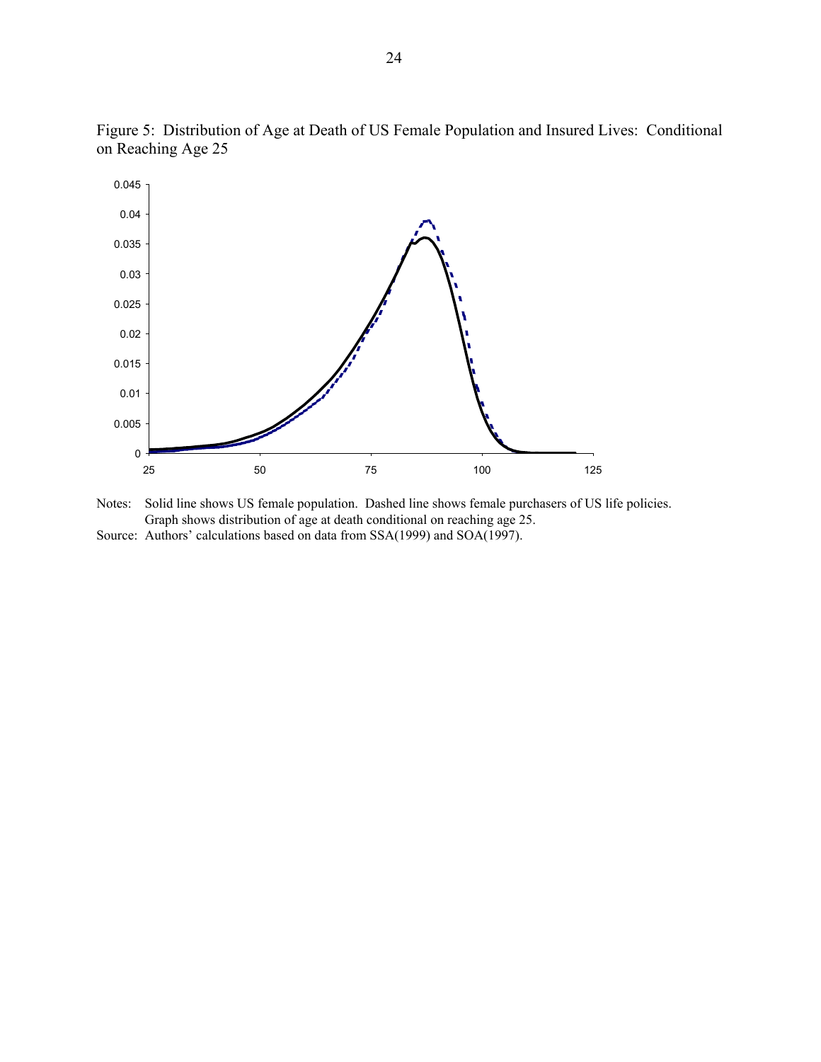Figure 5: Distribution of Age at Death of US Female Population and Insured Lives: Conditional on Reaching Age 25

Notes: Solid line shows US female population. Dashed line shows female purchasers of US life policies. Graph shows distribution of age at death conditional on reaching age 25.

Source: Authors' calculations based on data from SSA(1999) and SOA(1997).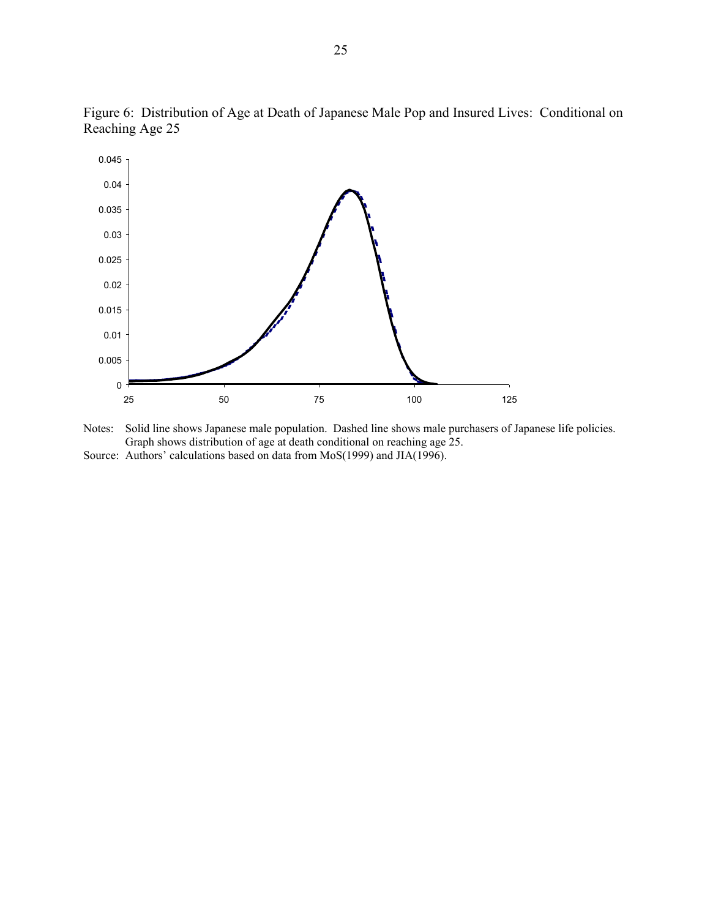Figure 6: Distribution of Age at Death of Japanese Male Pop and Insured Lives: Conditional on Reaching Age 25

Notes: Solid line shows Japanese male population. Dashed line shows male purchasers of Japanese life policies. Graph shows distribution of age at death conditional on reaching age 25.

Source: Authors' calculations based on data from MoS(1999) and JIA(1996).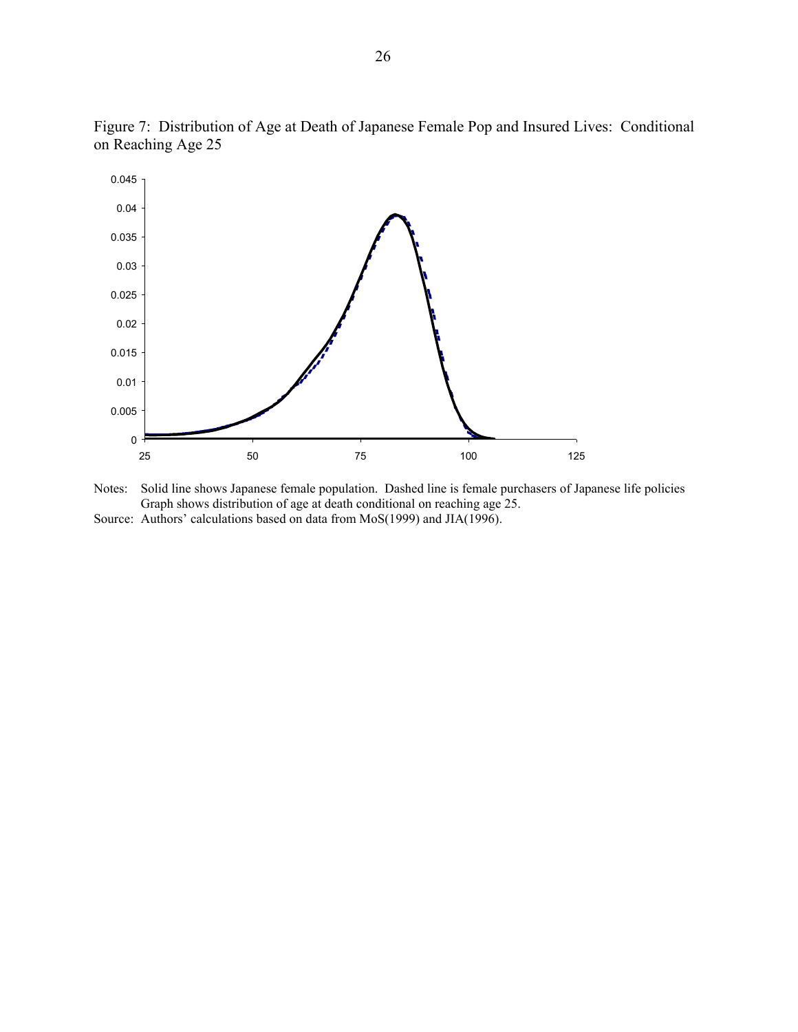Figure 7: Distribution of Age at Death of Japanese Female Pop and Insured Lives: Conditional on Reaching Age 25

Notes: Solid line shows Japanese female population. Dashed line is female purchasers of Japanese life policies Graph shows distribution of age at death conditional on reaching age 25.

Source: Authors' calculations based on data from MoS(1999) and JIA(1996).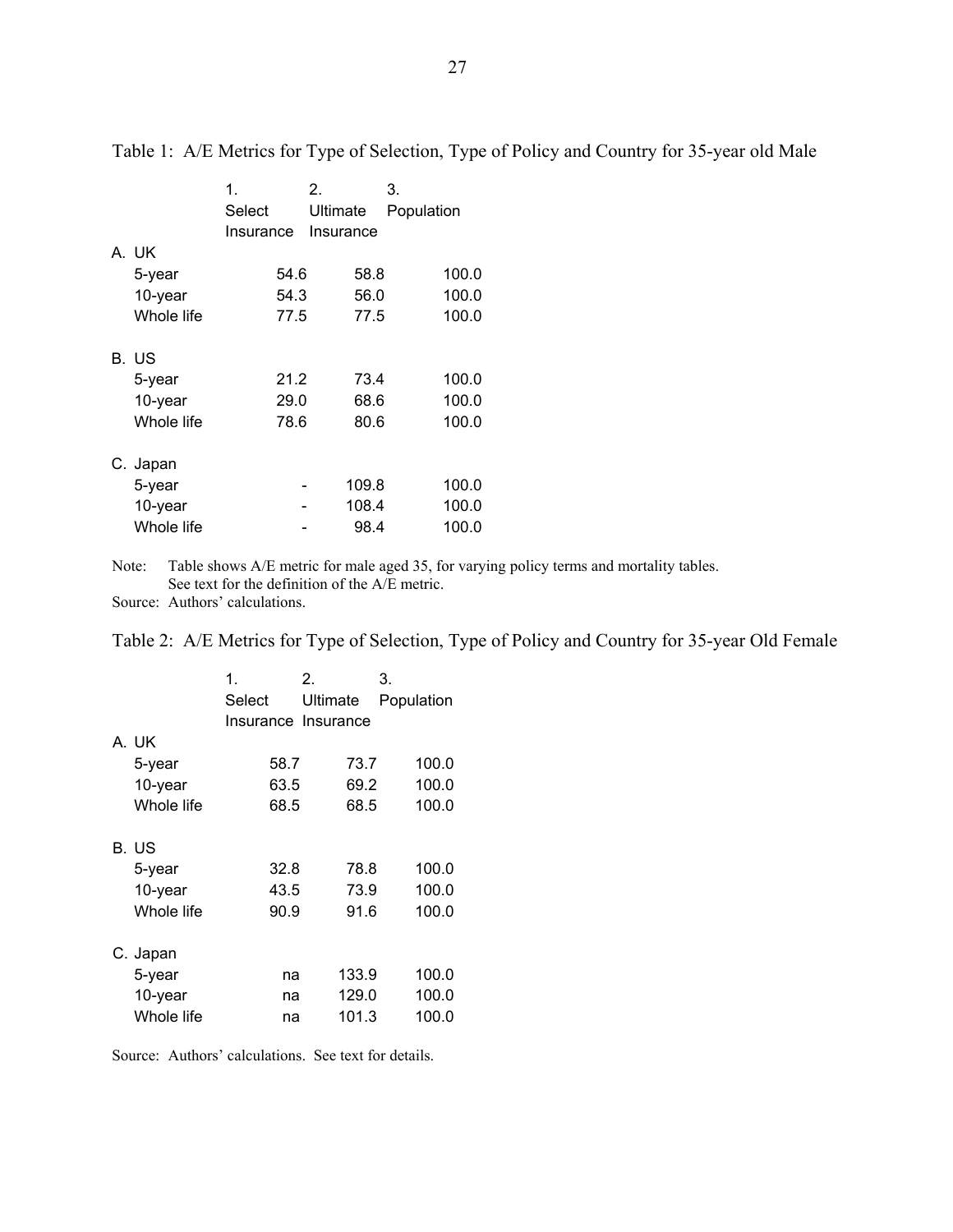Table 1: A/E Metrics for Type of Selection, Type of Policy and Country for 35-year old Male

| | 1. Select Insurance | 2. Ultimate Insurance | 3. Population |
|---|---|---|---|
| A. UK | | | |
| 5-year | 54.6 | 58.8 | 100.0 |
| 10-year | 54.3 | 56.0 | 100.0 |
| Whole life | 77.5 | 77.5 | 100.0 |
| B. US | | | |
| 5-year | 21.2 | 73.4 | 100.0 |
| 10-year | 29.0 | 68.6 | 100.0 |
| Whole life | 78.6 | 80.6 | 100.0 |
| C. Japan | | | |
| 5-year | - | 109.8 | 100.0 |
| 10-year | - | 108.4 | 100.0 |
| Whole life | - | 98.4 | 100.0 |

Note: Table shows A/E metric for male aged 35, for varying policy terms and mortality tables. See text for the definition of the A/E metric.
Source: Authors' calculations.

Table 2: A/E Metrics for Type of Selection, Type of Policy and Country for 35-year Old Female

| | 1. Select Insurance | 2. Ultimate Insurance | 3. Population |
|---|---|---|---|
| A. UK | | | |
| 5-year | 58.7 | 73.7 | 100.0 |
| 10-year | 63.5 | 69.2 | 100.0 |
| Whole life | 68.5 | 68.5 | 100.0 |
| B. US | | | |
| 5-year | 32.8 | 78.8 | 100.0 |
| 10-year | 43.5 | 73.9 | 100.0 |
| Whole life | 90.9 | 91.6 | 100.0 |
| C. Japan | | | |
| 5-year | na | 133.9 | 100.0 |
| 10-year | na | 129.0 | 100.0 |
| Whole life | na | 101.3 | 100.0 |

Source: Authors' calculations. See text for details.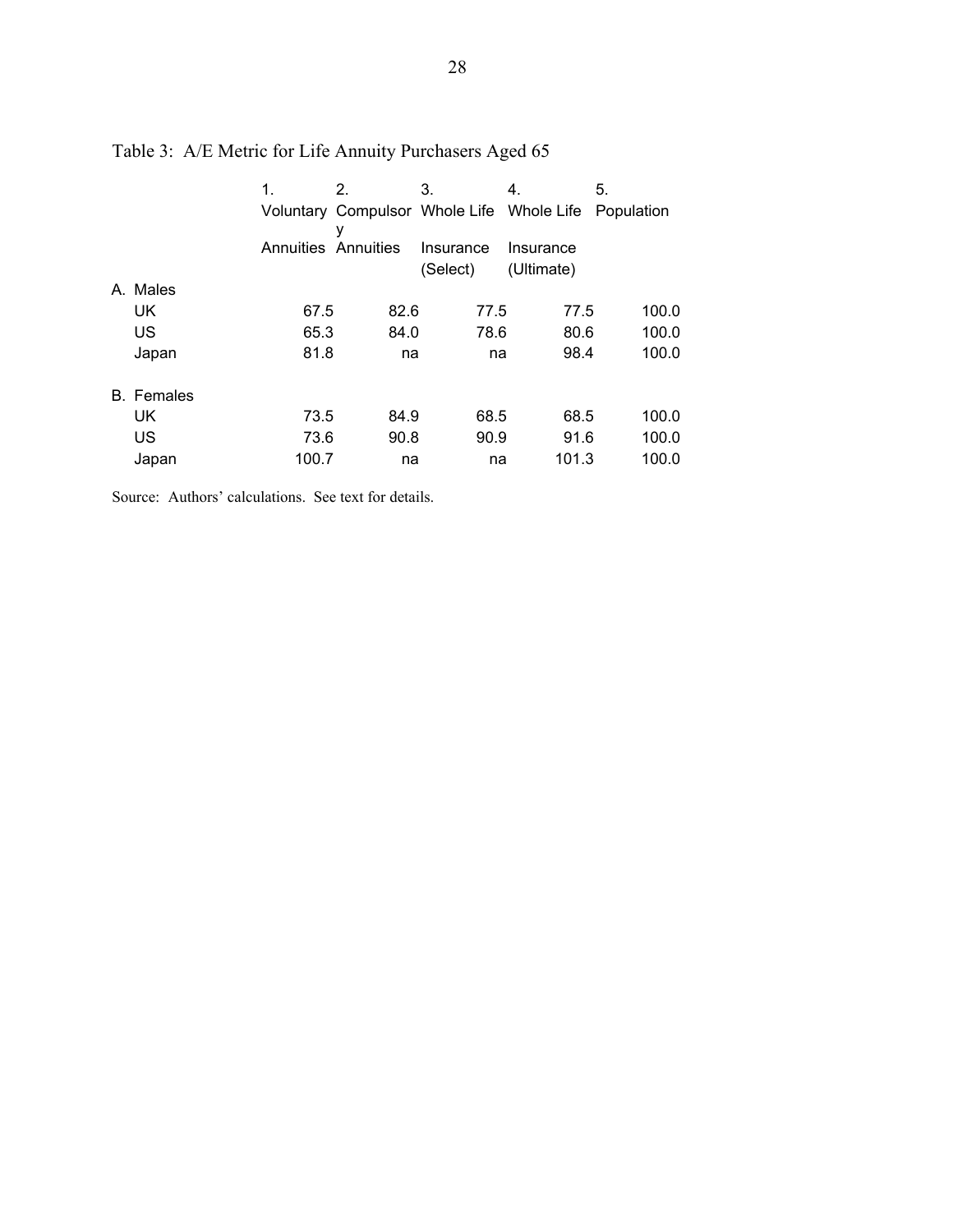Table 3: A/E Metric for Life Annuity Purchasers Aged 65

| | 1. Voluntary Annuities | 2. Compulsory Annuities | 3. Whole Life Insurance (Select) | 4. Whole Life Insurance (Ultimate) | 5. Population |
|---|---|---|---|---|---|
| A. Males | | | | | |
| UK | 67.5 | 82.6 | 77.5 | 77.5 | 100.0 |
| US | 65.3 | 84.0 | 78.6 | 80.6 | 100.0 |
| Japan | 81.8 | na | na | 98.4 | 100.0 |
| B. Females | | | | | |
| UK | 73.5 | 84.9 | 68.5 | 68.5 | 100.0 |
| US | 73.6 | 90.8 | 90.9 | 91.6 | 100.0 |
| Japan | 100.7 | na | na | 101.3 | 100.0 |

Source: Authors' calculations. See text for details.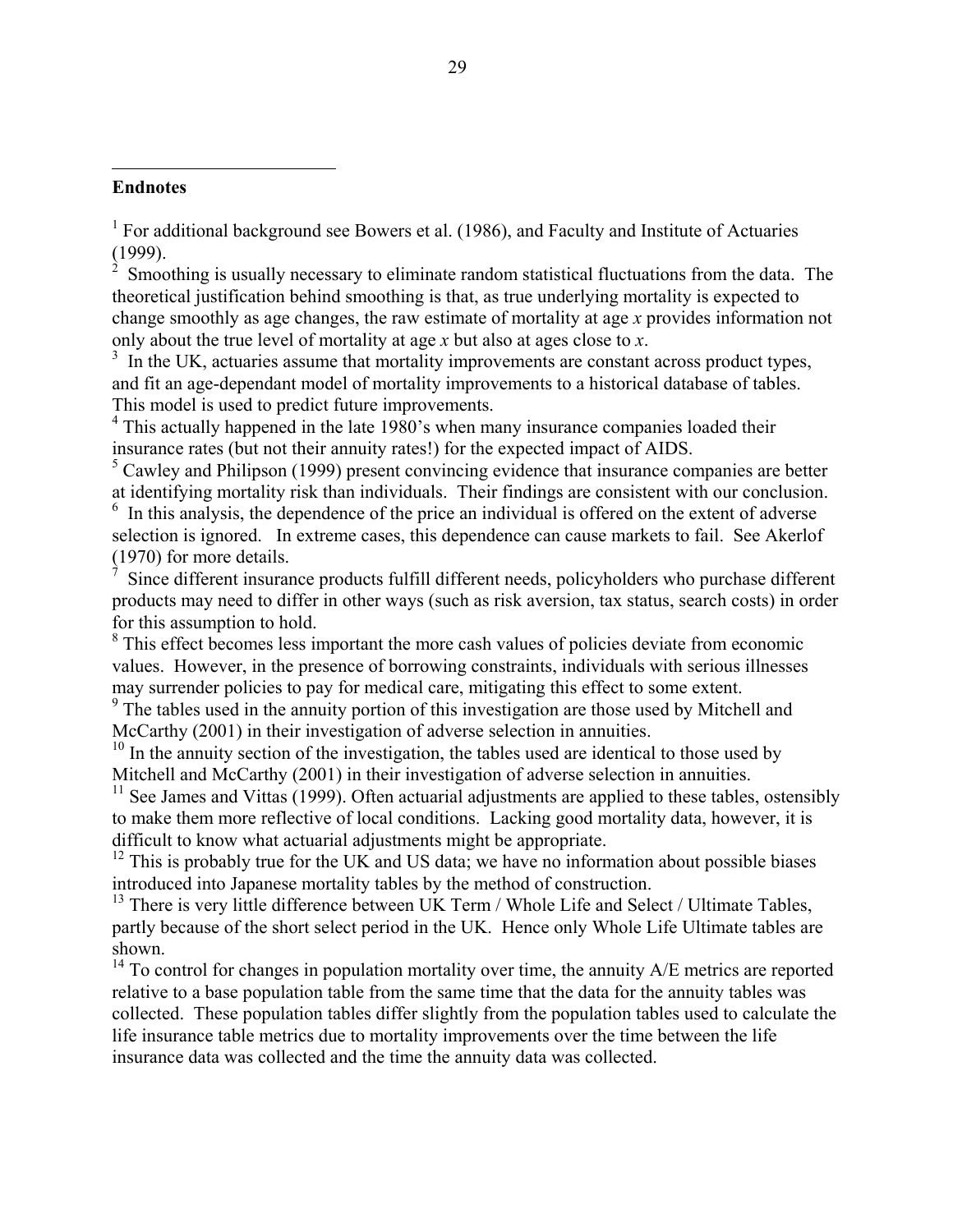**Endnotes**

[1] For additional background see Bowers et al. (1986), and Faculty and Institute of Actuaries (1999).

[2] Smoothing is usually necessary to eliminate random statistical fluctuations from the data. The theoretical justification behind smoothing is that, as true underlying mortality is expected to change smoothly as age changes, the raw estimate of mortality at age *x* provides information not only about the true level of mortality at age *x* but also at ages close to *x*.

[3] In the UK, actuaries assume that mortality improvements are constant across product types, and fit an age-dependant model of mortality improvements to a historical database of tables. This model is used to predict future improvements.

[4] This actually happened in the late 1980's when many insurance companies loaded their insurance rates (but not their annuity rates!) for the expected impact of AIDS.

[5] Cawley and Philipson (1999) present convincing evidence that insurance companies are better at identifying mortality risk than individuals. Their findings are consistent with our conclusion.

[6] In this analysis, the dependence of the price an individual is offered on the extent of adverse selection is ignored. In extreme cases, this dependence can cause markets to fail. See Akerlof (1970) for more details.

[7] Since different insurance products fulfill different needs, policyholders who purchase different products may need to differ in other ways (such as risk aversion, tax status, search costs) in order for this assumption to hold.

[8] This effect becomes less important the more cash values of policies deviate from economic values. However, in the presence of borrowing constraints, individuals with serious illnesses may surrender policies to pay for medical care, mitigating this effect to some extent.

[9] The tables used in the annuity portion of this investigation are those used by Mitchell and McCarthy (2001) in their investigation of adverse selection in annuities.

[10] In the annuity section of the investigation, the tables used are identical to those used by Mitchell and McCarthy (2001) in their investigation of adverse selection in annuities.

[11] See James and Vittas (1999). Often actuarial adjustments are applied to these tables, ostensibly to make them more reflective of local conditions. Lacking good mortality data, however, it is difficult to know what actuarial adjustments might be appropriate.

[12] This is probably true for the UK and US data; we have no information about possible biases introduced into Japanese mortality tables by the method of construction.

[13] There is very little difference between UK Term / Whole Life and Select / Ultimate Tables, partly because of the short select period in the UK. Hence only Whole Life Ultimate tables are shown.

[14] To control for changes in population mortality over time, the annuity A/E metrics are reported relative to a base population table from the same time that the data for the annuity tables was collected. These population tables differ slightly from the population tables used to calculate the life insurance table metrics due to mortality improvements over the time between the life insurance data was collected and the time the annuity data was collected.